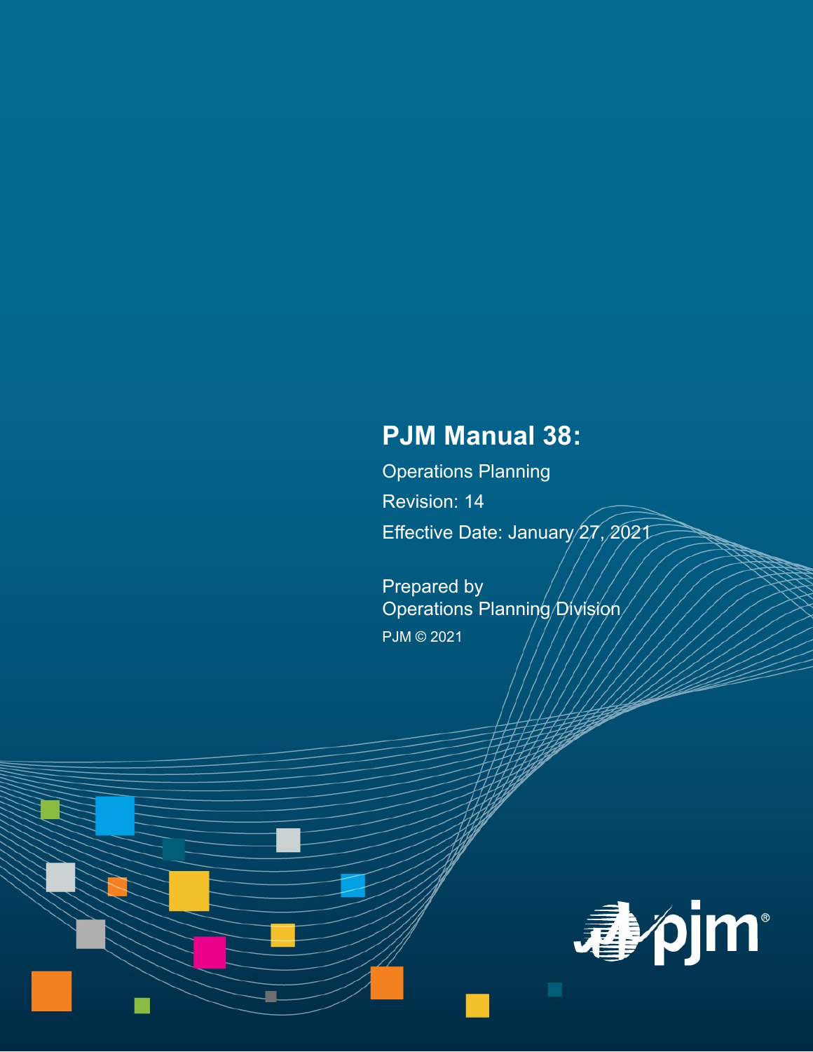# PJM Manual 38:

Operations Planning

Revision: 14

Effective Date: January 27, 2021

Prepared by
Operations Planning Division

PJM © 2021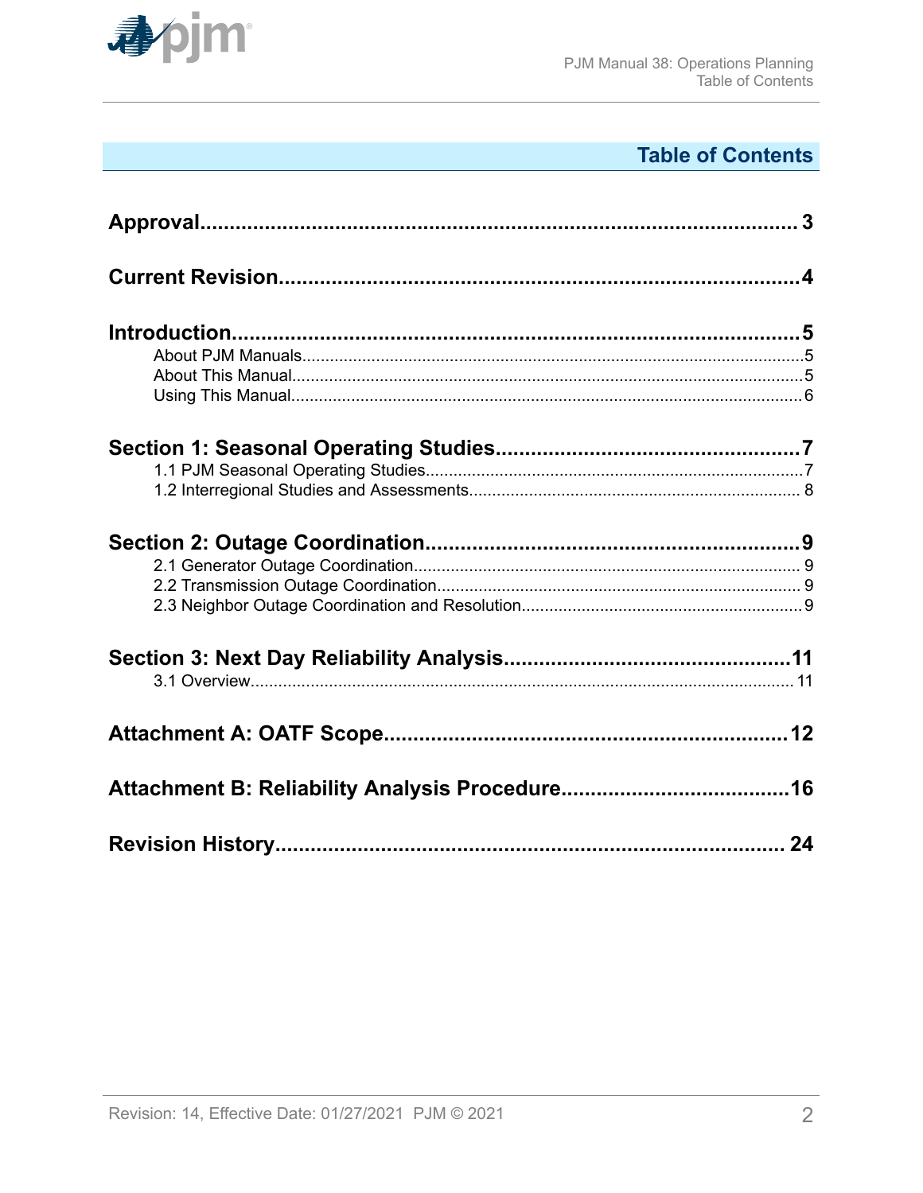# Table of Contents

**Approval** ........................................................................................ 3

**Current Revision** ........................................................................................ 4

**Introduction** ........................................................................................ 5

- About PJM Manuals ........................................................................................ 5
- About This Manual ........................................................................................ 5
- Using This Manual ........................................................................................ 6

**Section 1: Seasonal Operating Studies** ........................................................................................ 7

- 1.1 PJM Seasonal Operating Studies ........................................................................................ 7
- 1.2 Interregional Studies and Assessments ........................................................................................ 8

**Section 2: Outage Coordination** ........................................................................................ 9

- 2.1 Generator Outage Coordination ........................................................................................ 9
- 2.2 Transmission Outage Coordination ........................................................................................ 9
- 2.3 Neighbor Outage Coordination and Resolution ........................................................................................ 9

**Section 3: Next Day Reliability Analysis** ........................................................................................ 11

- 3.1 Overview ........................................................................................ 11

**Attachment A: OATF Scope** ........................................................................................ 12

**Attachment B: Reliability Analysis Procedure** ........................................................................................ 16

**Revision History** ........................................................................................ 24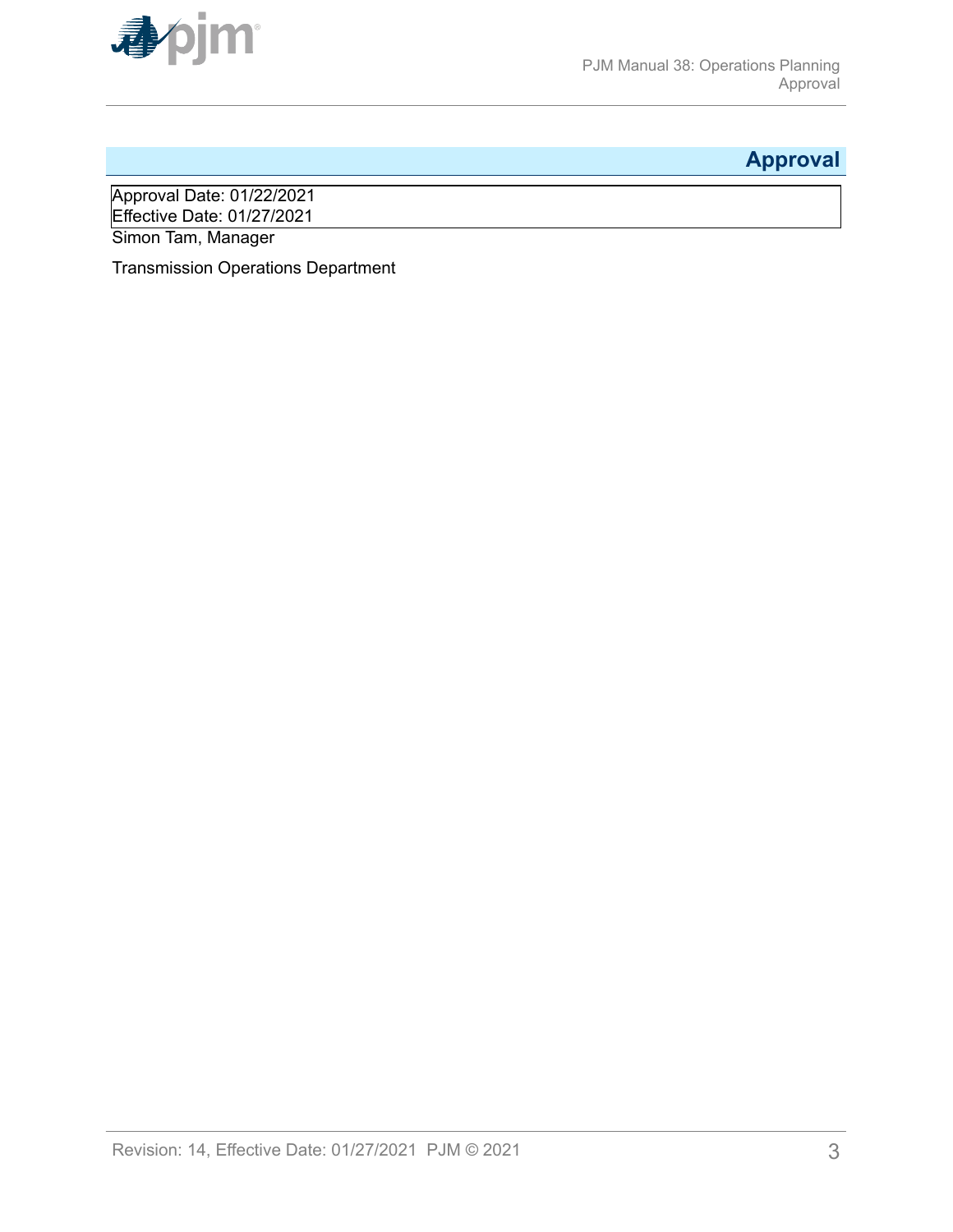# Approval

Approval Date: 01/22/2021
Effective Date: 01/27/2021
Simon Tam, Manager

Transmission Operations Department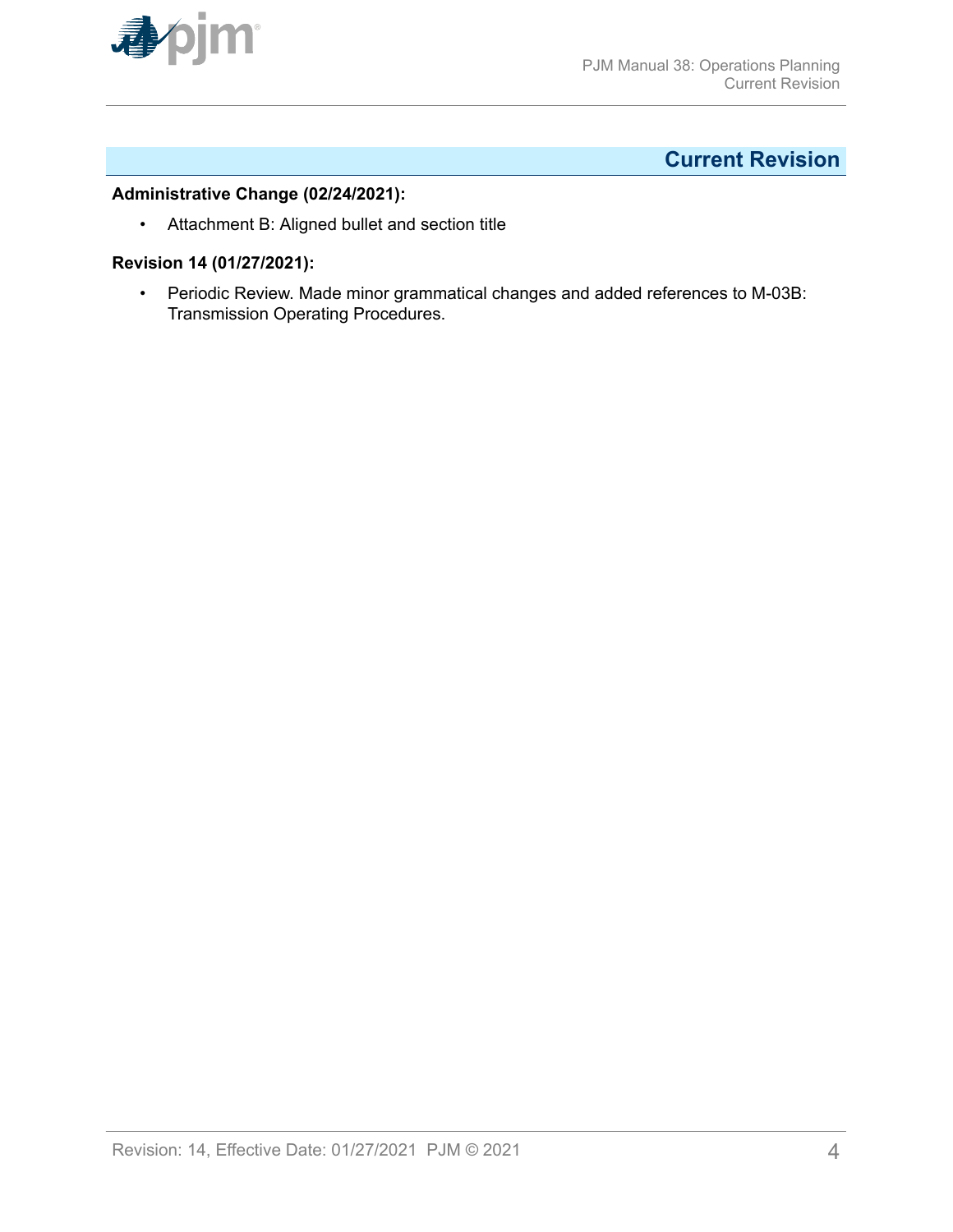## Current Revision

**Administrative Change (02/24/2021):**

- Attachment B: Aligned bullet and section title

**Revision 14 (01/27/2021):**

- Periodic Review. Made minor grammatical changes and added references to M-03B: Transmission Operating Procedures.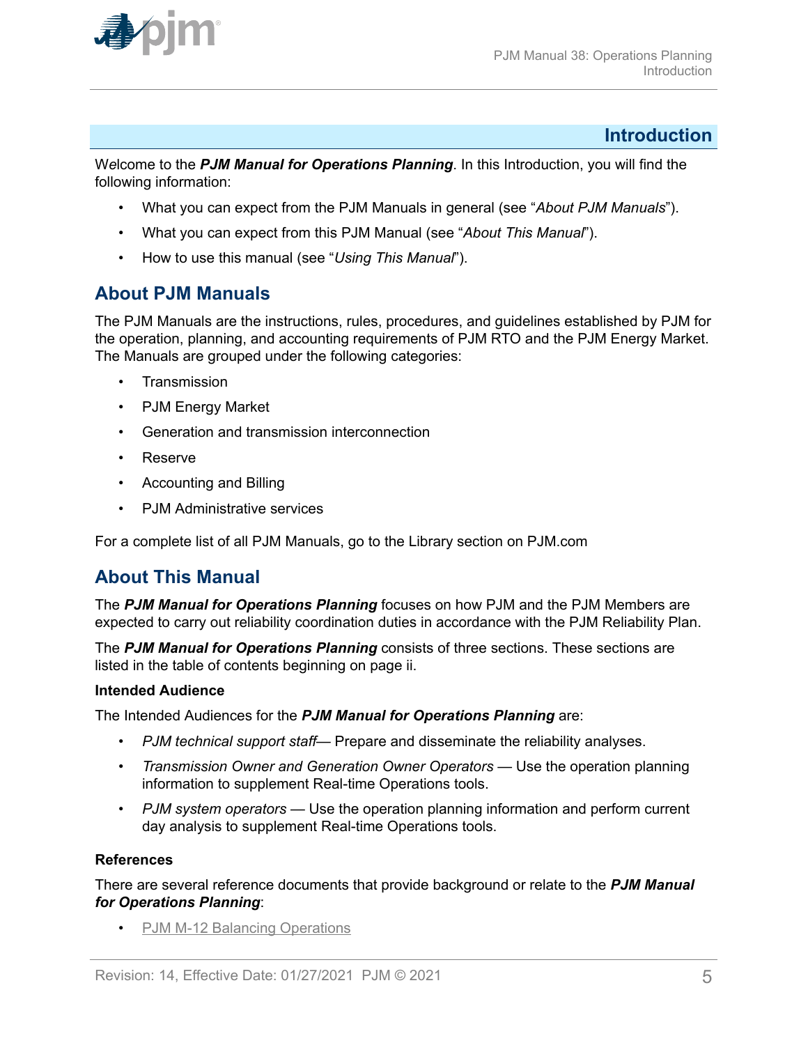# Introduction

Welcome to the ***PJM Manual for Operations Planning***. In this Introduction, you will find the following information:

- What you can expect from the PJM Manuals in general (see "*About PJM Manuals*").
- What you can expect from this PJM Manual (see "*About This Manual*").
- How to use this manual (see "*Using This Manual*").

## About PJM Manuals

The PJM Manuals are the instructions, rules, procedures, and guidelines established by PJM for the operation, planning, and accounting requirements of PJM RTO and the PJM Energy Market. The Manuals are grouped under the following categories:

- Transmission
- PJM Energy Market
- Generation and transmission interconnection
- Reserve
- Accounting and Billing
- PJM Administrative services

For a complete list of all PJM Manuals, go to the Library section on PJM.com

## About This Manual

The ***PJM Manual for Operations Planning*** focuses on how PJM and the PJM Members are expected to carry out reliability coordination duties in accordance with the PJM Reliability Plan.

The ***PJM Manual for Operations Planning*** consists of three sections. These sections are listed in the table of contents beginning on page ii.

### Intended Audience

The Intended Audiences for the ***PJM Manual for Operations Planning*** are:

- *PJM technical support staff*— Prepare and disseminate the reliability analyses.
- *Transmission Owner and Generation Owner Operators* — Use the operation planning information to supplement Real-time Operations tools.
- *PJM system operators* — Use the operation planning information and perform current day analysis to supplement Real-time Operations tools.

### References

There are several reference documents that provide background or relate to the ***PJM Manual for Operations Planning***:

- PJM M-12 Balancing Operations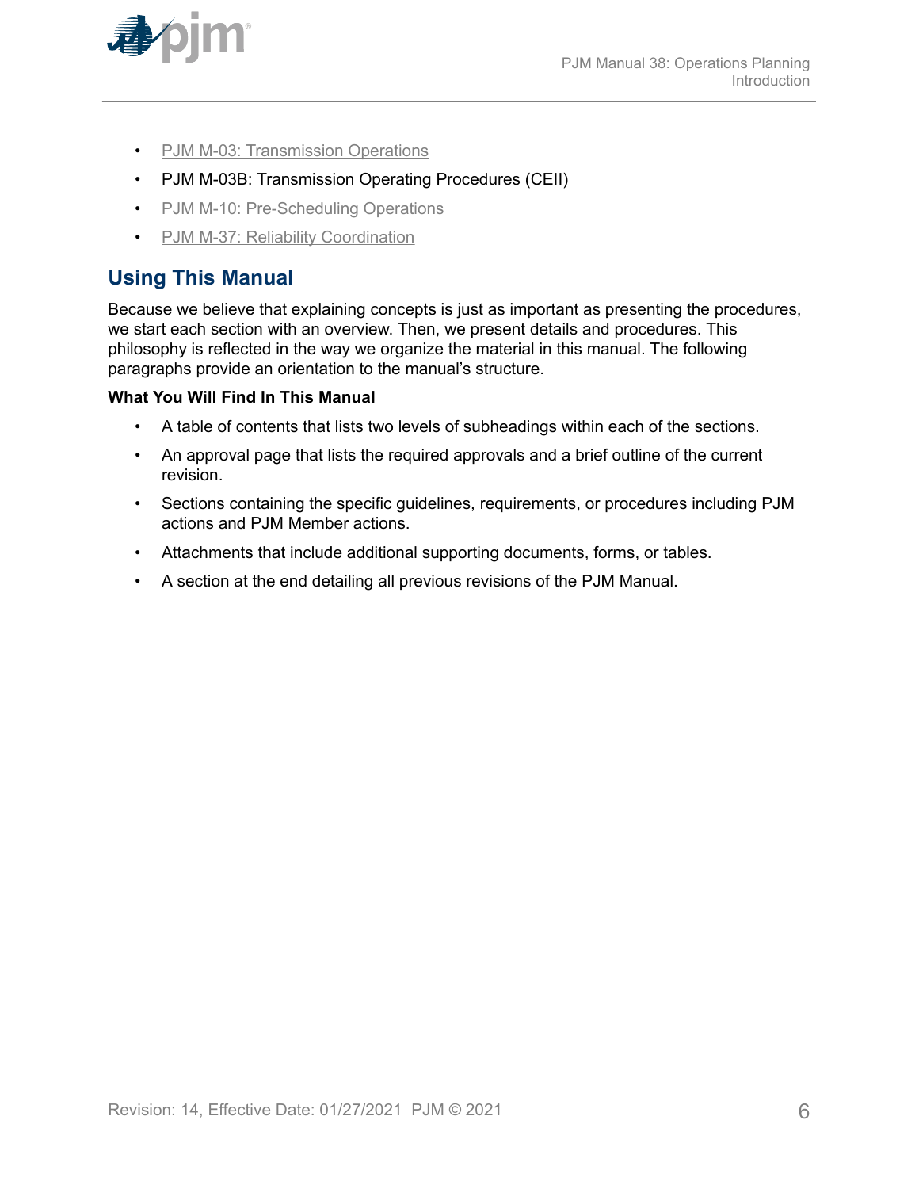- PJM M-03: Transmission Operations
- PJM M-03B: Transmission Operating Procedures (CEII)
- PJM M-10: Pre-Scheduling Operations
- PJM M-37: Reliability Coordination

## Using This Manual

Because we believe that explaining concepts is just as important as presenting the procedures, we start each section with an overview. Then, we present details and procedures. This philosophy is reflected in the way we organize the material in this manual. The following paragraphs provide an orientation to the manual's structure.

**What You Will Find In This Manual**

- A table of contents that lists two levels of subheadings within each of the sections.
- An approval page that lists the required approvals and a brief outline of the current revision.
- Sections containing the specific guidelines, requirements, or procedures including PJM actions and PJM Member actions.
- Attachments that include additional supporting documents, forms, or tables.
- A section at the end detailing all previous revisions of the PJM Manual.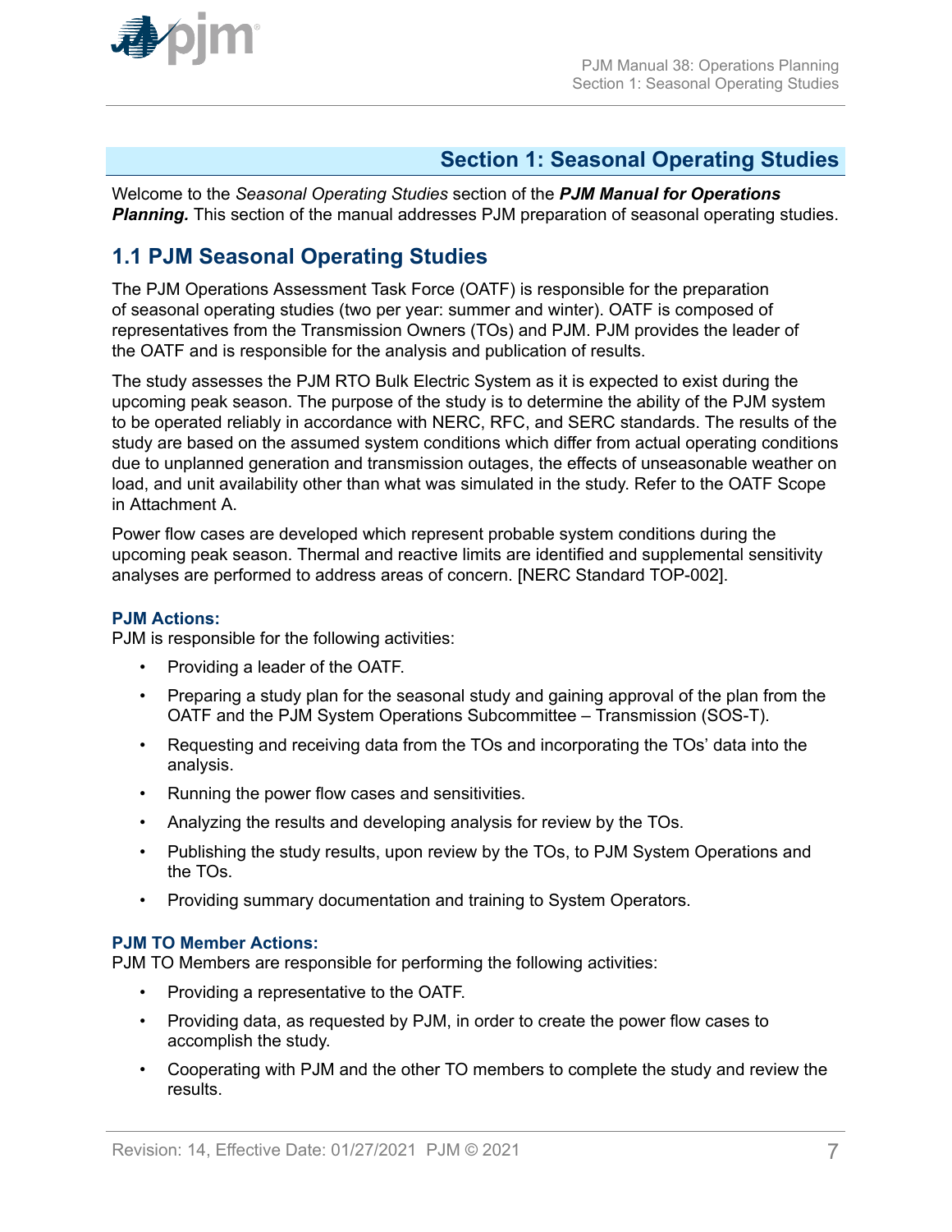# Section 1: Seasonal Operating Studies

Welcome to the *Seasonal Operating Studies* section of the ***PJM Manual for Operations Planning.*** This section of the manual addresses PJM preparation of seasonal operating studies.

## 1.1 PJM Seasonal Operating Studies

The PJM Operations Assessment Task Force (OATF) is responsible for the preparation of seasonal operating studies (two per year: summer and winter). OATF is composed of representatives from the Transmission Owners (TOs) and PJM. PJM provides the leader of the OATF and is responsible for the analysis and publication of results.

The study assesses the PJM RTO Bulk Electric System as it is expected to exist during the upcoming peak season. The purpose of the study is to determine the ability of the PJM system to be operated reliably in accordance with NERC, RFC, and SERC standards. The results of the study are based on the assumed system conditions which differ from actual operating conditions due to unplanned generation and transmission outages, the effects of unseasonable weather on load, and unit availability other than what was simulated in the study. Refer to the OATF Scope in Attachment A.

Power flow cases are developed which represent probable system conditions during the upcoming peak season. Thermal and reactive limits are identified and supplemental sensitivity analyses are performed to address areas of concern. [NERC Standard TOP-002].

**PJM Actions:**

PJM is responsible for the following activities:

- Providing a leader of the OATF.
- Preparing a study plan for the seasonal study and gaining approval of the plan from the OATF and the PJM System Operations Subcommittee – Transmission (SOS-T).
- Requesting and receiving data from the TOs and incorporating the TOs' data into the analysis.
- Running the power flow cases and sensitivities.
- Analyzing the results and developing analysis for review by the TOs.
- Publishing the study results, upon review by the TOs, to PJM System Operations and the TOs.
- Providing summary documentation and training to System Operators.

**PJM TO Member Actions:**

PJM TO Members are responsible for performing the following activities:

- Providing a representative to the OATF.
- Providing data, as requested by PJM, in order to create the power flow cases to accomplish the study.
- Cooperating with PJM and the other TO members to complete the study and review the results.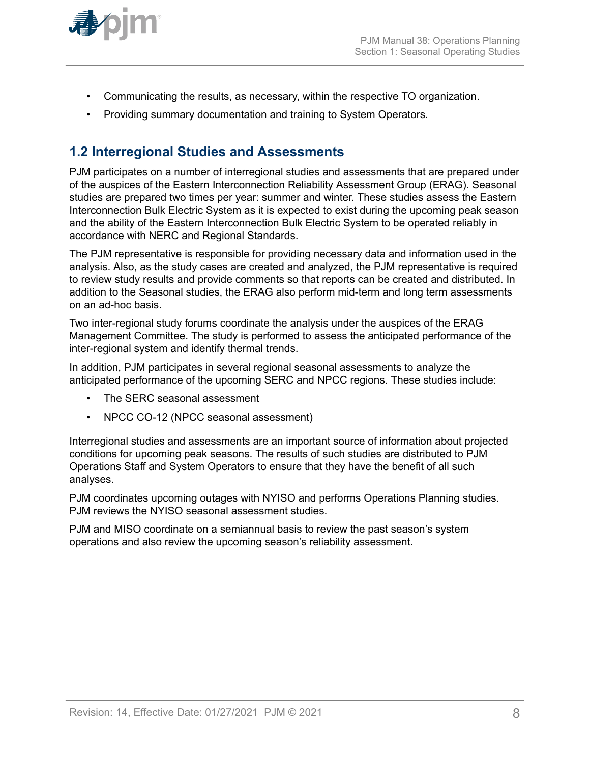- Communicating the results, as necessary, within the respective TO organization.
- Providing summary documentation and training to System Operators.

## 1.2 Interregional Studies and Assessments

PJM participates on a number of interregional studies and assessments that are prepared under of the auspices of the Eastern Interconnection Reliability Assessment Group (ERAG). Seasonal studies are prepared two times per year: summer and winter. These studies assess the Eastern Interconnection Bulk Electric System as it is expected to exist during the upcoming peak season and the ability of the Eastern Interconnection Bulk Electric System to be operated reliably in accordance with NERC and Regional Standards.

The PJM representative is responsible for providing necessary data and information used in the analysis. Also, as the study cases are created and analyzed, the PJM representative is required to review study results and provide comments so that reports can be created and distributed. In addition to the Seasonal studies, the ERAG also perform mid-term and long term assessments on an ad-hoc basis.

Two inter-regional study forums coordinate the analysis under the auspices of the ERAG Management Committee. The study is performed to assess the anticipated performance of the inter-regional system and identify thermal trends.

In addition, PJM participates in several regional seasonal assessments to analyze the anticipated performance of the upcoming SERC and NPCC regions. These studies include:

- The SERC seasonal assessment
- NPCC CO-12 (NPCC seasonal assessment)

Interregional studies and assessments are an important source of information about projected conditions for upcoming peak seasons. The results of such studies are distributed to PJM Operations Staff and System Operators to ensure that they have the benefit of all such analyses.

PJM coordinates upcoming outages with NYISO and performs Operations Planning studies. PJM reviews the NYISO seasonal assessment studies.

PJM and MISO coordinate on a semiannual basis to review the past season's system operations and also review the upcoming season's reliability assessment.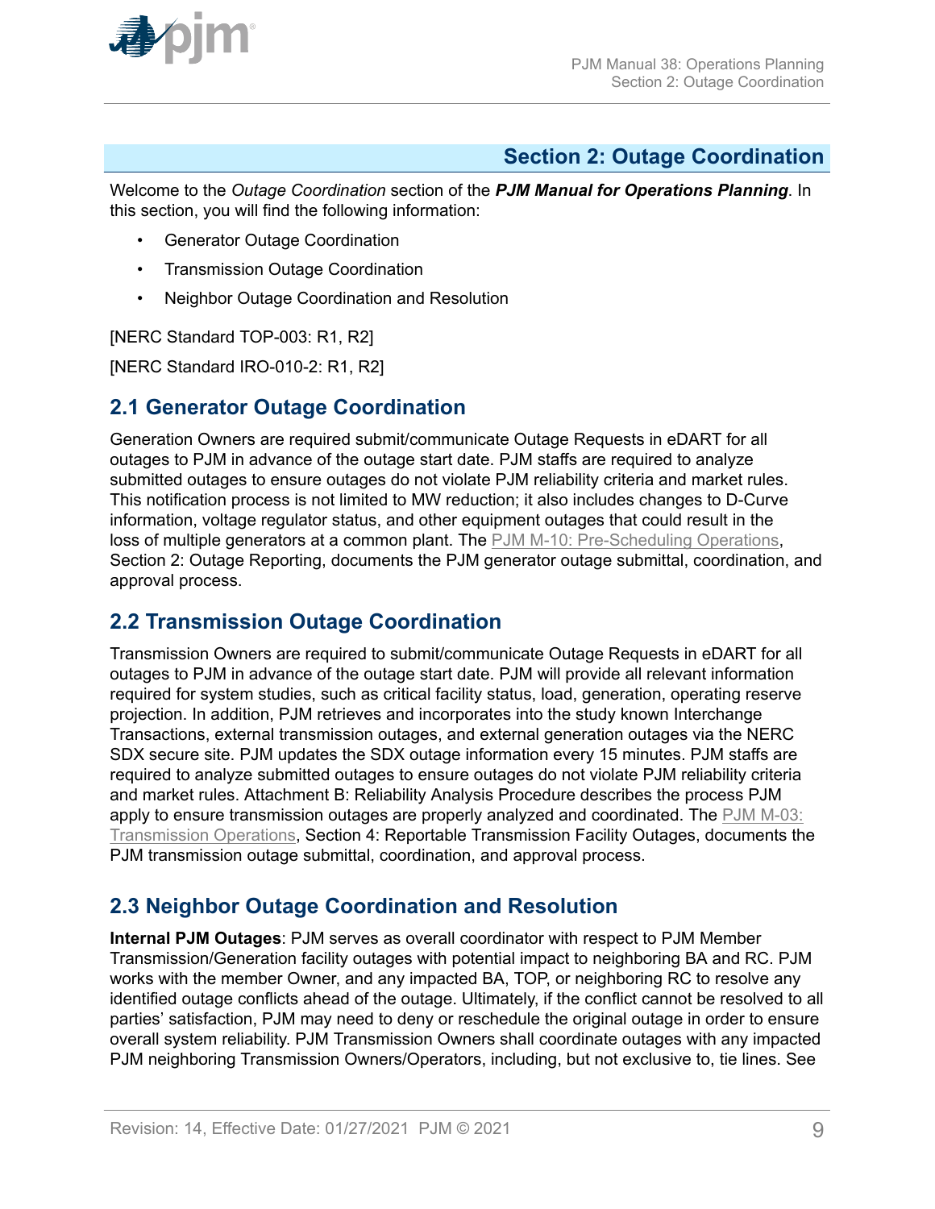## Section 2: Outage Coordination

Welcome to the *Outage Coordination* section of the ***PJM Manual for Operations Planning***. In this section, you will find the following information:

- Generator Outage Coordination
- Transmission Outage Coordination
- Neighbor Outage Coordination and Resolution

[NERC Standard TOP-003: R1, R2]

[NERC Standard IRO-010-2: R1, R2]

### 2.1 Generator Outage Coordination

Generation Owners are required submit/communicate Outage Requests in eDART for all outages to PJM in advance of the outage start date. PJM staffs are required to analyze submitted outages to ensure outages do not violate PJM reliability criteria and market rules. This notification process is not limited to MW reduction; it also includes changes to D-Curve information, voltage regulator status, and other equipment outages that could result in the loss of multiple generators at a common plant. The PJM M-10: Pre-Scheduling Operations, Section 2: Outage Reporting, documents the PJM generator outage submittal, coordination, and approval process.

### 2.2 Transmission Outage Coordination

Transmission Owners are required to submit/communicate Outage Requests in eDART for all outages to PJM in advance of the outage start date. PJM will provide all relevant information required for system studies, such as critical facility status, load, generation, operating reserve projection. In addition, PJM retrieves and incorporates into the study known Interchange Transactions, external transmission outages, and external generation outages via the NERC SDX secure site. PJM updates the SDX outage information every 15 minutes. PJM staffs are required to analyze submitted outages to ensure outages do not violate PJM reliability criteria and market rules. Attachment B: Reliability Analysis Procedure describes the process PJM apply to ensure transmission outages are properly analyzed and coordinated. The PJM M-03: Transmission Operations, Section 4: Reportable Transmission Facility Outages, documents the PJM transmission outage submittal, coordination, and approval process.

### 2.3 Neighbor Outage Coordination and Resolution

**Internal PJM Outages**: PJM serves as overall coordinator with respect to PJM Member Transmission/Generation facility outages with potential impact to neighboring BA and RC. PJM works with the member Owner, and any impacted BA, TOP, or neighboring RC to resolve any identified outage conflicts ahead of the outage. Ultimately, if the conflict cannot be resolved to all parties' satisfaction, PJM may need to deny or reschedule the original outage in order to ensure overall system reliability. PJM Transmission Owners shall coordinate outages with any impacted PJM neighboring Transmission Owners/Operators, including, but not exclusive to, tie lines. See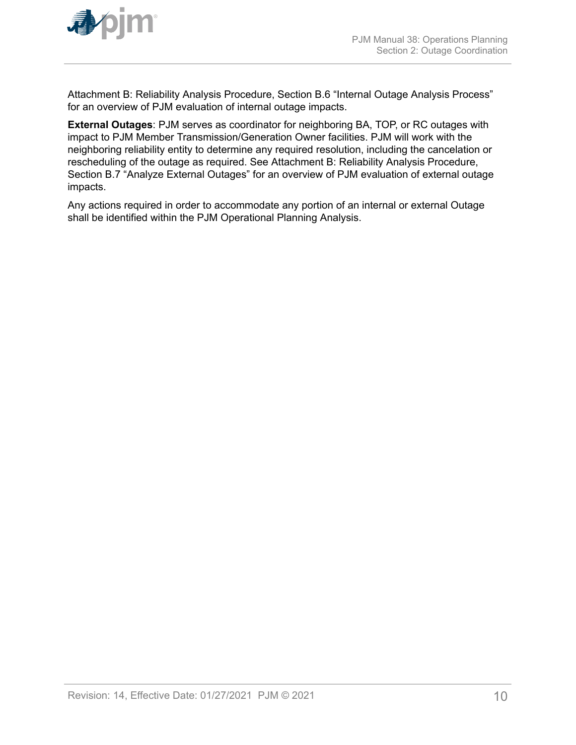Attachment B: Reliability Analysis Procedure, Section B.6 “Internal Outage Analysis Process” for an overview of PJM evaluation of internal outage impacts.

**External Outages**: PJM serves as coordinator for neighboring BA, TOP, or RC outages with impact to PJM Member Transmission/Generation Owner facilities. PJM will work with the neighboring reliability entity to determine any required resolution, including the cancelation or rescheduling of the outage as required. See Attachment B: Reliability Analysis Procedure, Section B.7 “Analyze External Outages” for an overview of PJM evaluation of external outage impacts.

Any actions required in order to accommodate any portion of an internal or external Outage shall be identified within the PJM Operational Planning Analysis.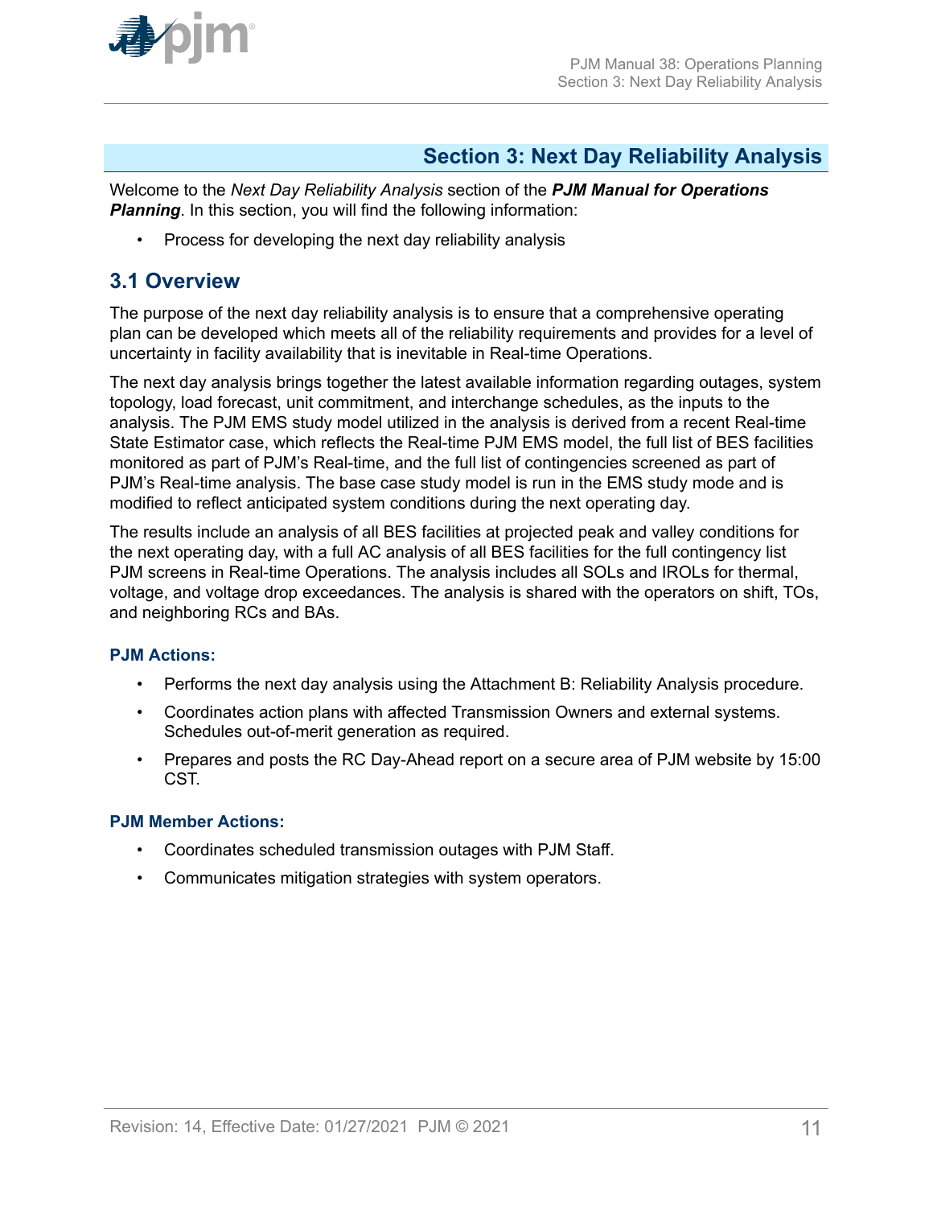# Section 3: Next Day Reliability Analysis

Welcome to the *Next Day Reliability Analysis* section of the ***PJM Manual for Operations Planning***. In this section, you will find the following information:

- Process for developing the next day reliability analysis

## 3.1 Overview

The purpose of the next day reliability analysis is to ensure that a comprehensive operating plan can be developed which meets all of the reliability requirements and provides for a level of uncertainty in facility availability that is inevitable in Real-time Operations.

The next day analysis brings together the latest available information regarding outages, system topology, load forecast, unit commitment, and interchange schedules, as the inputs to the analysis. The PJM EMS study model utilized in the analysis is derived from a recent Real-time State Estimator case, which reflects the Real-time PJM EMS model, the full list of BES facilities monitored as part of PJM's Real-time, and the full list of contingencies screened as part of PJM's Real-time analysis. The base case study model is run in the EMS study mode and is modified to reflect anticipated system conditions during the next operating day.

The results include an analysis of all BES facilities at projected peak and valley conditions for the next operating day, with a full AC analysis of all BES facilities for the full contingency list PJM screens in Real-time Operations. The analysis includes all SOLs and IROLs for thermal, voltage, and voltage drop exceedances. The analysis is shared with the operators on shift, TOs, and neighboring RCs and BAs.

### PJM Actions:

- Performs the next day analysis using the Attachment B: Reliability Analysis procedure.
- Coordinates action plans with affected Transmission Owners and external systems. Schedules out-of-merit generation as required.
- Prepares and posts the RC Day-Ahead report on a secure area of PJM website by 15:00 CST.

### PJM Member Actions:

- Coordinates scheduled transmission outages with PJM Staff.
- Communicates mitigation strategies with system operators.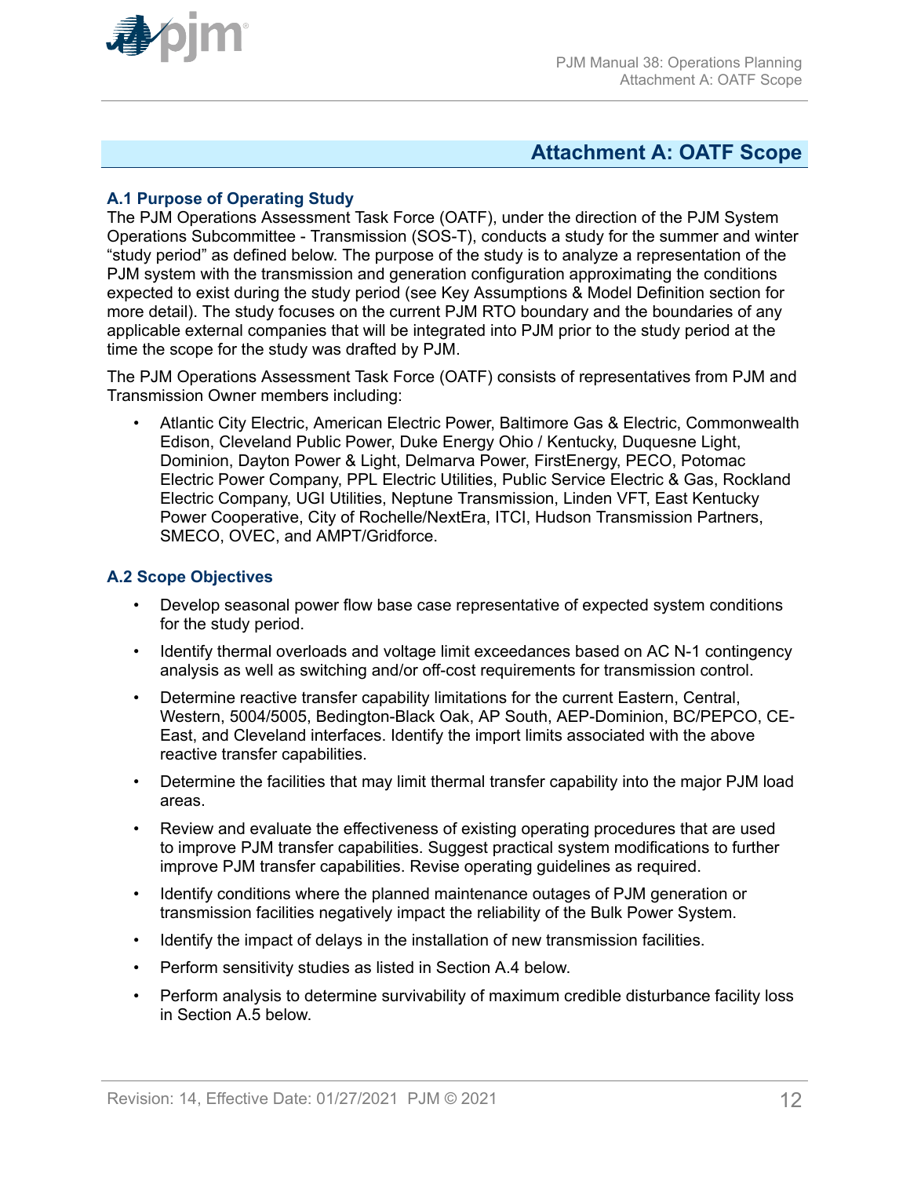# Attachment A: OATF Scope

## A.1 Purpose of Operating Study

The PJM Operations Assessment Task Force (OATF), under the direction of the PJM System Operations Subcommittee - Transmission (SOS-T), conducts a study for the summer and winter "study period" as defined below. The purpose of the study is to analyze a representation of the PJM system with the transmission and generation configuration approximating the conditions expected to exist during the study period (see Key Assumptions & Model Definition section for more detail). The study focuses on the current PJM RTO boundary and the boundaries of any applicable external companies that will be integrated into PJM prior to the study period at the time the scope for the study was drafted by PJM.

The PJM Operations Assessment Task Force (OATF) consists of representatives from PJM and Transmission Owner members including:

- Atlantic City Electric, American Electric Power, Baltimore Gas & Electric, Commonwealth Edison, Cleveland Public Power, Duke Energy Ohio / Kentucky, Duquesne Light, Dominion, Dayton Power & Light, Delmarva Power, FirstEnergy, PECO, Potomac Electric Power Company, PPL Electric Utilities, Public Service Electric & Gas, Rockland Electric Company, UGI Utilities, Neptune Transmission, Linden VFT, East Kentucky Power Cooperative, City of Rochelle/NextEra, ITCI, Hudson Transmission Partners, SMECO, OVEC, and AMPT/Gridforce.

## A.2 Scope Objectives

- Develop seasonal power flow base case representative of expected system conditions for the study period.
- Identify thermal overloads and voltage limit exceedances based on AC N-1 contingency analysis as well as switching and/or off-cost requirements for transmission control.
- Determine reactive transfer capability limitations for the current Eastern, Central, Western, 5004/5005, Bedington-Black Oak, AP South, AEP-Dominion, BC/PEPCO, CE-East, and Cleveland interfaces. Identify the import limits associated with the above reactive transfer capabilities.
- Determine the facilities that may limit thermal transfer capability into the major PJM load areas.
- Review and evaluate the effectiveness of existing operating procedures that are used to improve PJM transfer capabilities. Suggest practical system modifications to further improve PJM transfer capabilities. Revise operating guidelines as required.
- Identify conditions where the planned maintenance outages of PJM generation or transmission facilities negatively impact the reliability of the Bulk Power System.
- Identify the impact of delays in the installation of new transmission facilities.
- Perform sensitivity studies as listed in Section A.4 below.
- Perform analysis to determine survivability of maximum credible disturbance facility loss in Section A.5 below.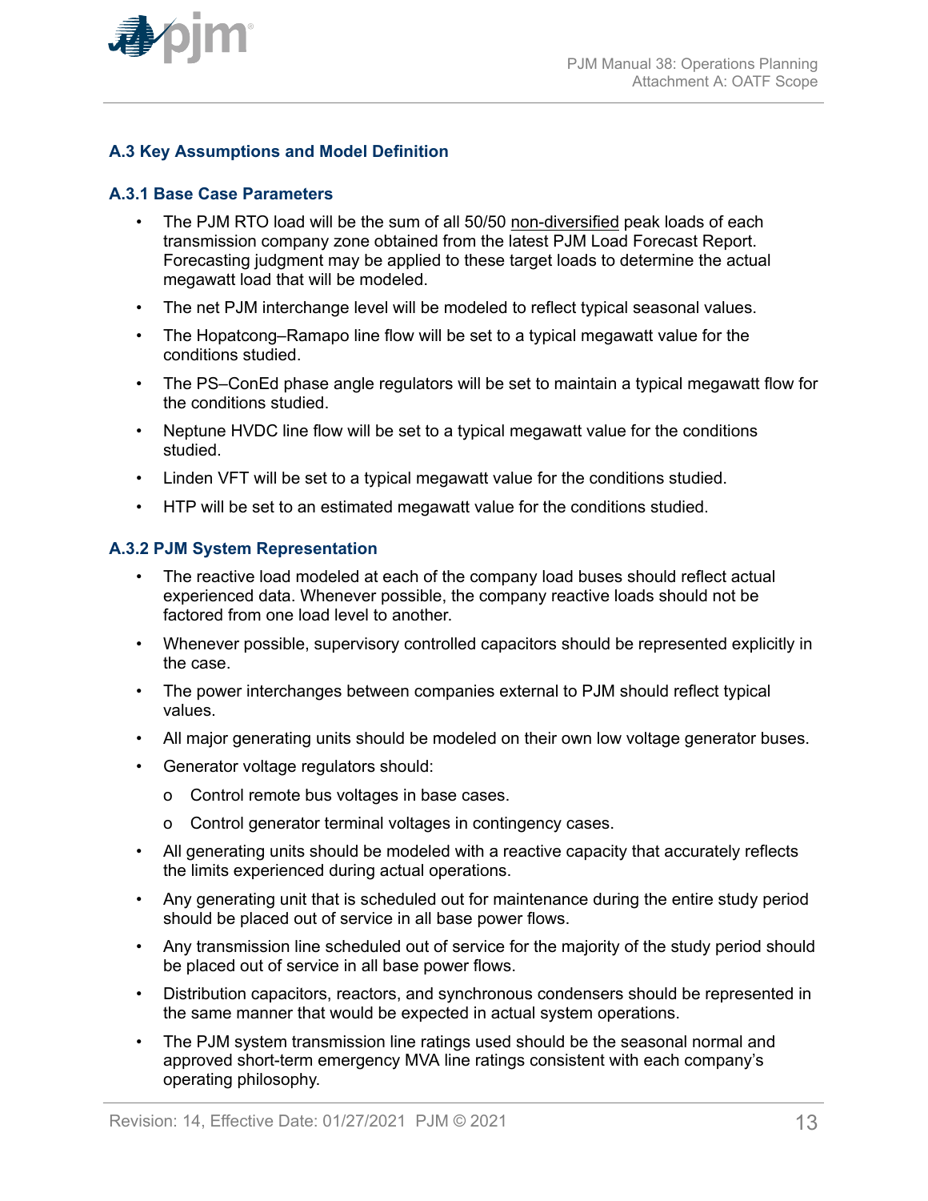### A.3 Key Assumptions and Model Definition

#### A.3.1 Base Case Parameters

- The PJM RTO load will be the sum of all 50/50 non-diversified peak loads of each transmission company zone obtained from the latest PJM Load Forecast Report. Forecasting judgment may be applied to these target loads to determine the actual megawatt load that will be modeled.
- The net PJM interchange level will be modeled to reflect typical seasonal values.
- The Hopatcong–Ramapo line flow will be set to a typical megawatt value for the conditions studied.
- The PS–ConEd phase angle regulators will be set to maintain a typical megawatt flow for the conditions studied.
- Neptune HVDC line flow will be set to a typical megawatt value for the conditions studied.
- Linden VFT will be set to a typical megawatt value for the conditions studied.
- HTP will be set to an estimated megawatt value for the conditions studied.

#### A.3.2 PJM System Representation

- The reactive load modeled at each of the company load buses should reflect actual experienced data. Whenever possible, the company reactive loads should not be factored from one load level to another.
- Whenever possible, supervisory controlled capacitors should be represented explicitly in the case.
- The power interchanges between companies external to PJM should reflect typical values.
- All major generating units should be modeled on their own low voltage generator buses.
- Generator voltage regulators should:
  - Control remote bus voltages in base cases.
  - Control generator terminal voltages in contingency cases.
- All generating units should be modeled with a reactive capacity that accurately reflects the limits experienced during actual operations.
- Any generating unit that is scheduled out for maintenance during the entire study period should be placed out of service in all base power flows.
- Any transmission line scheduled out of service for the majority of the study period should be placed out of service in all base power flows.
- Distribution capacitors, reactors, and synchronous condensers should be represented in the same manner that would be expected in actual system operations.
- The PJM system transmission line ratings used should be the seasonal normal and approved short-term emergency MVA line ratings consistent with each company's operating philosophy.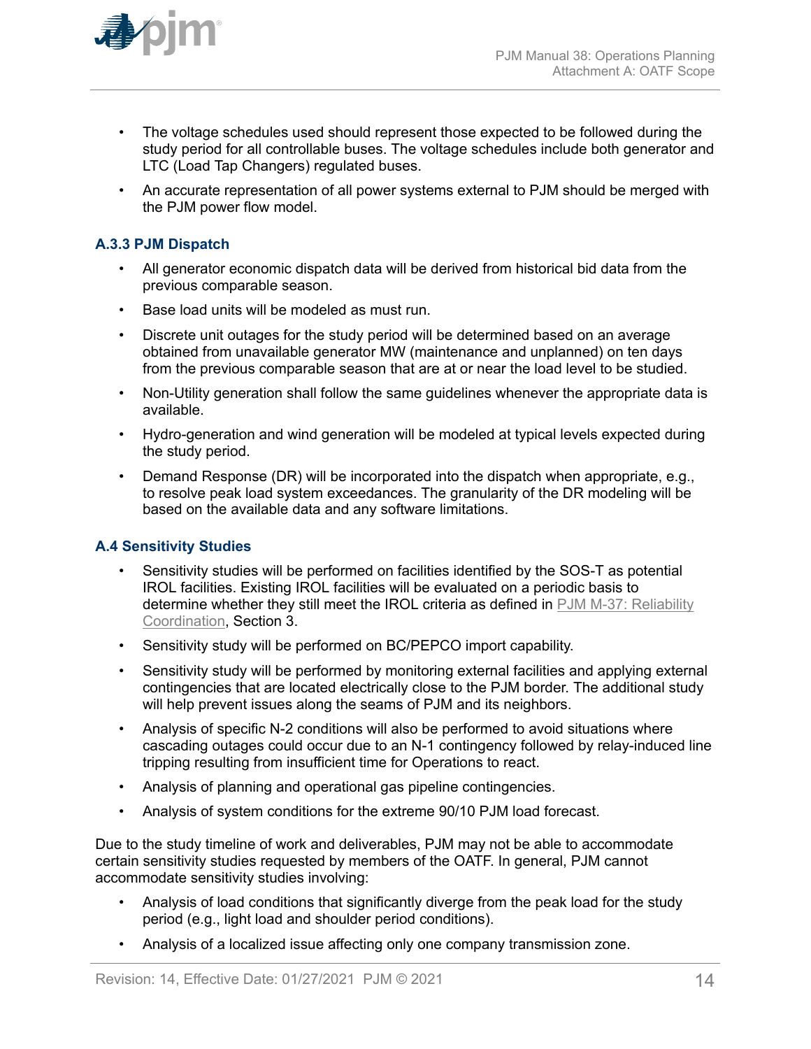- The voltage schedules used should represent those expected to be followed during the study period for all controllable buses. The voltage schedules include both generator and LTC (Load Tap Changers) regulated buses.
- An accurate representation of all power systems external to PJM should be merged with the PJM power flow model.

### A.3.3 PJM Dispatch

- All generator economic dispatch data will be derived from historical bid data from the previous comparable season.
- Base load units will be modeled as must run.
- Discrete unit outages for the study period will be determined based on an average obtained from unavailable generator MW (maintenance and unplanned) on ten days from the previous comparable season that are at or near the load level to be studied.
- Non-Utility generation shall follow the same guidelines whenever the appropriate data is available.
- Hydro-generation and wind generation will be modeled at typical levels expected during the study period.
- Demand Response (DR) will be incorporated into the dispatch when appropriate, e.g., to resolve peak load system exceedances. The granularity of the DR modeling will be based on the available data and any software limitations.

## A.4 Sensitivity Studies

- Sensitivity studies will be performed on facilities identified by the SOS-T as potential IROL facilities. Existing IROL facilities will be evaluated on a periodic basis to determine whether they still meet the IROL criteria as defined in PJM M-37: Reliability Coordination, Section 3.
- Sensitivity study will be performed on BC/PEPCO import capability.
- Sensitivity study will be performed by monitoring external facilities and applying external contingencies that are located electrically close to the PJM border. The additional study will help prevent issues along the seams of PJM and its neighbors.
- Analysis of specific N-2 conditions will also be performed to avoid situations where cascading outages could occur due to an N-1 contingency followed by relay-induced line tripping resulting from insufficient time for Operations to react.
- Analysis of planning and operational gas pipeline contingencies.
- Analysis of system conditions for the extreme 90/10 PJM load forecast.

Due to the study timeline of work and deliverables, PJM may not be able to accommodate certain sensitivity studies requested by members of the OATF. In general, PJM cannot accommodate sensitivity studies involving:

- Analysis of load conditions that significantly diverge from the peak load for the study period (e.g., light load and shoulder period conditions).
- Analysis of a localized issue affecting only one company transmission zone.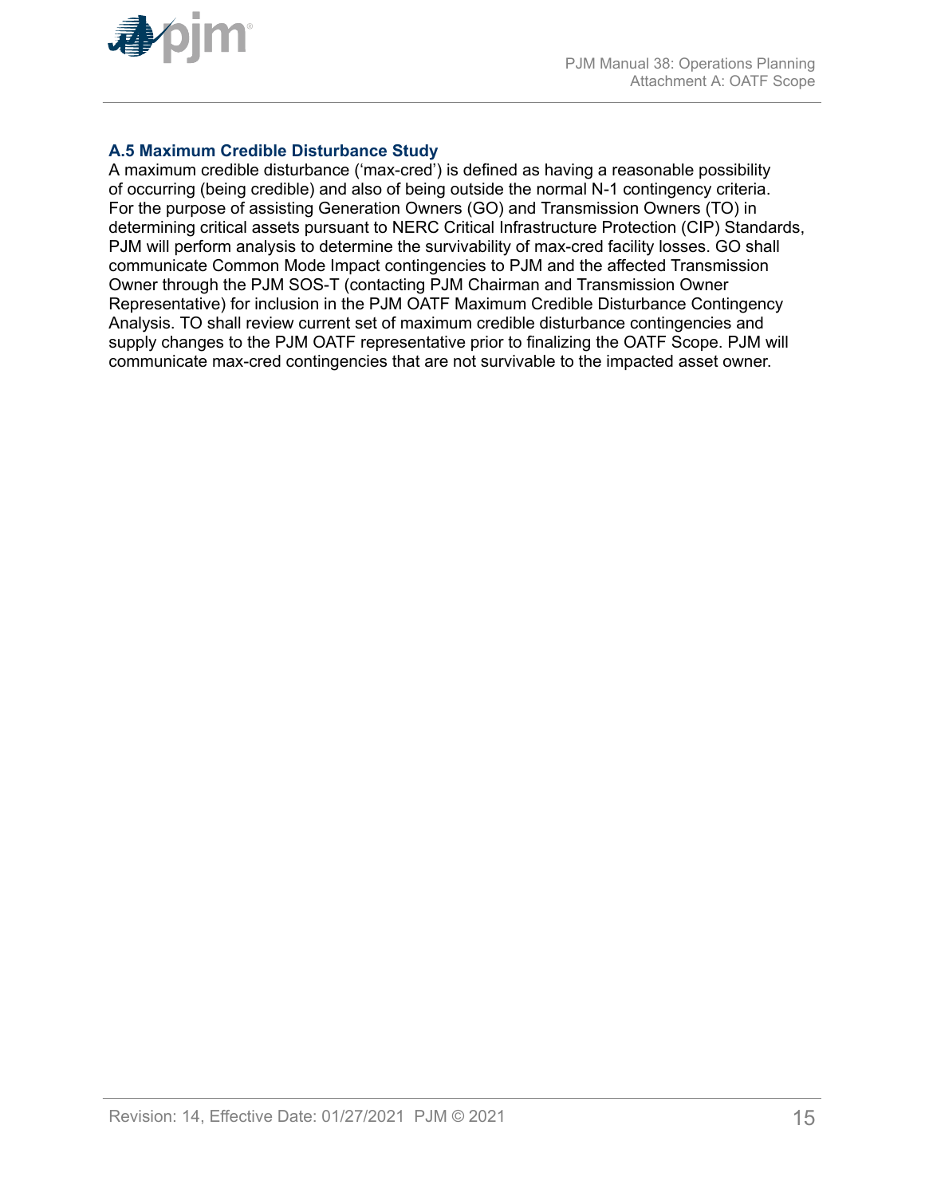### A.5 Maximum Credible Disturbance Study

A maximum credible disturbance ('max-cred') is defined as having a reasonable possibility of occurring (being credible) and also of being outside the normal N-1 contingency criteria. For the purpose of assisting Generation Owners (GO) and Transmission Owners (TO) in determining critical assets pursuant to NERC Critical Infrastructure Protection (CIP) Standards, PJM will perform analysis to determine the survivability of max-cred facility losses. GO shall communicate Common Mode Impact contingencies to PJM and the affected Transmission Owner through the PJM SOS-T (contacting PJM Chairman and Transmission Owner Representative) for inclusion in the PJM OATF Maximum Credible Disturbance Contingency Analysis. TO shall review current set of maximum credible disturbance contingencies and supply changes to the PJM OATF representative prior to finalizing the OATF Scope. PJM will communicate max-cred contingencies that are not survivable to the impacted asset owner.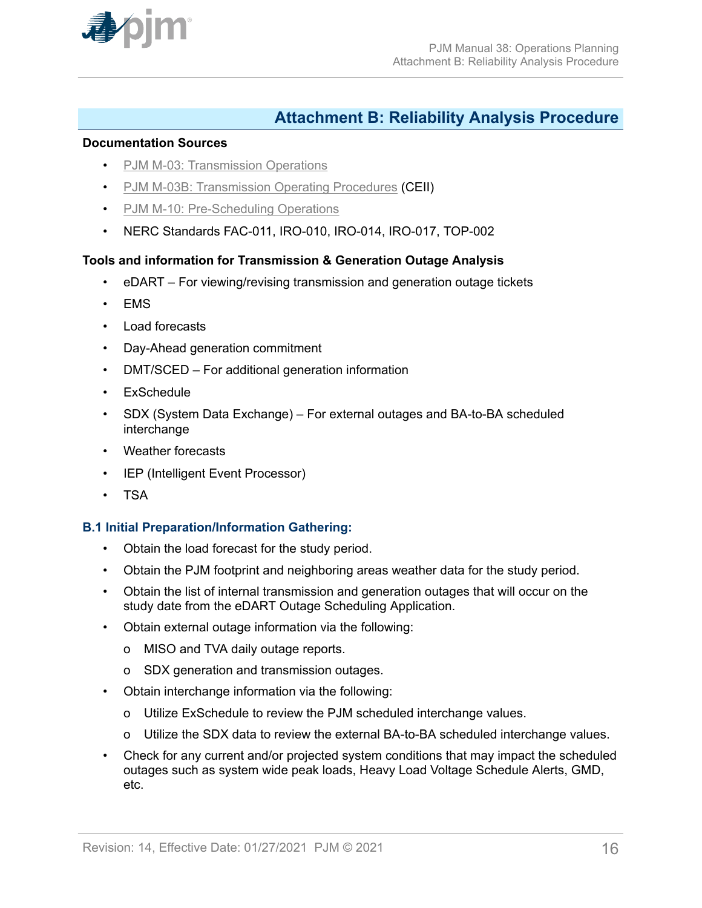## Attachment B: Reliability Analysis Procedure

**Documentation Sources**

- PJM M-03: Transmission Operations
- PJM M-03B: Transmission Operating Procedures (CEII)
- PJM M-10: Pre-Scheduling Operations
- NERC Standards FAC-011, IRO-010, IRO-014, IRO-017, TOP-002

**Tools and information for Transmission & Generation Outage Analysis**

- eDART – For viewing/revising transmission and generation outage tickets
- EMS
- Load forecasts
- Day-Ahead generation commitment
- DMT/SCED – For additional generation information
- ExSchedule
- SDX (System Data Exchange) – For external outages and BA-to-BA scheduled interchange
- Weather forecasts
- IEP (Intelligent Event Processor)
- TSA

### B.1 Initial Preparation/Information Gathering:

- Obtain the load forecast for the study period.
- Obtain the PJM footprint and neighboring areas weather data for the study period.
- Obtain the list of internal transmission and generation outages that will occur on the study date from the eDART Outage Scheduling Application.
- Obtain external outage information via the following:
  - MISO and TVA daily outage reports.
  - SDX generation and transmission outages.
- Obtain interchange information via the following:
  - Utilize ExSchedule to review the PJM scheduled interchange values.
  - Utilize the SDX data to review the external BA-to-BA scheduled interchange values.
- Check for any current and/or projected system conditions that may impact the scheduled outages such as system wide peak loads, Heavy Load Voltage Schedule Alerts, GMD, etc.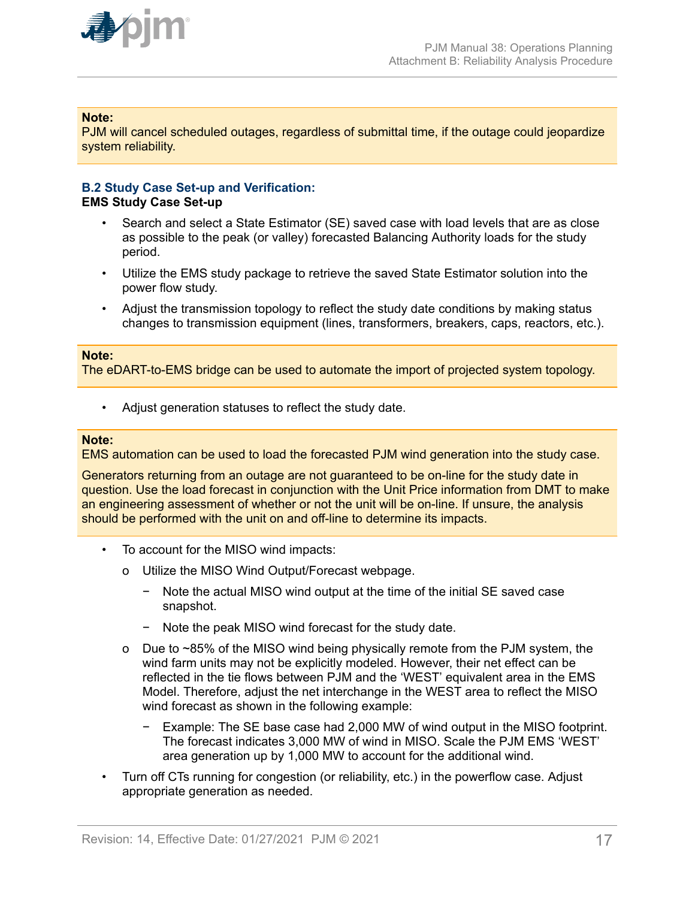**Note:**
PJM will cancel scheduled outages, regardless of submittal time, if the outage could jeopardize system reliability.

### B.2 Study Case Set-up and Verification:

**EMS Study Case Set-up**

- Search and select a State Estimator (SE) saved case with load levels that are as close as possible to the peak (or valley) forecasted Balancing Authority loads for the study period.
- Utilize the EMS study package to retrieve the saved State Estimator solution into the power flow study.
- Adjust the transmission topology to reflect the study date conditions by making status changes to transmission equipment (lines, transformers, breakers, caps, reactors, etc.).

**Note:**
The eDART-to-EMS bridge can be used to automate the import of projected system topology.

- Adjust generation statuses to reflect the study date.

**Note:**
EMS automation can be used to load the forecasted PJM wind generation into the study case.

Generators returning from an outage are not guaranteed to be on-line for the study date in question. Use the load forecast in conjunction with the Unit Price information from DMT to make an engineering assessment of whether or not the unit will be on-line. If unsure, the analysis should be performed with the unit on and off-line to determine its impacts.

- To account for the MISO wind impacts:
  - Utilize the MISO Wind Output/Forecast webpage.
    - Note the actual MISO wind output at the time of the initial SE saved case snapshot.
    - Note the peak MISO wind forecast for the study date.
  - Due to ~85% of the MISO wind being physically remote from the PJM system, the wind farm units may not be explicitly modeled. However, their net effect can be reflected in the tie flows between PJM and the 'WEST' equivalent area in the EMS Model. Therefore, adjust the net interchange in the WEST area to reflect the MISO wind forecast as shown in the following example:
    - Example: The SE base case had 2,000 MW of wind output in the MISO footprint. The forecast indicates 3,000 MW of wind in MISO. Scale the PJM EMS 'WEST' area generation up by 1,000 MW to account for the additional wind.
- Turn off CTs running for congestion (or reliability, etc.) in the powerflow case. Adjust appropriate generation as needed.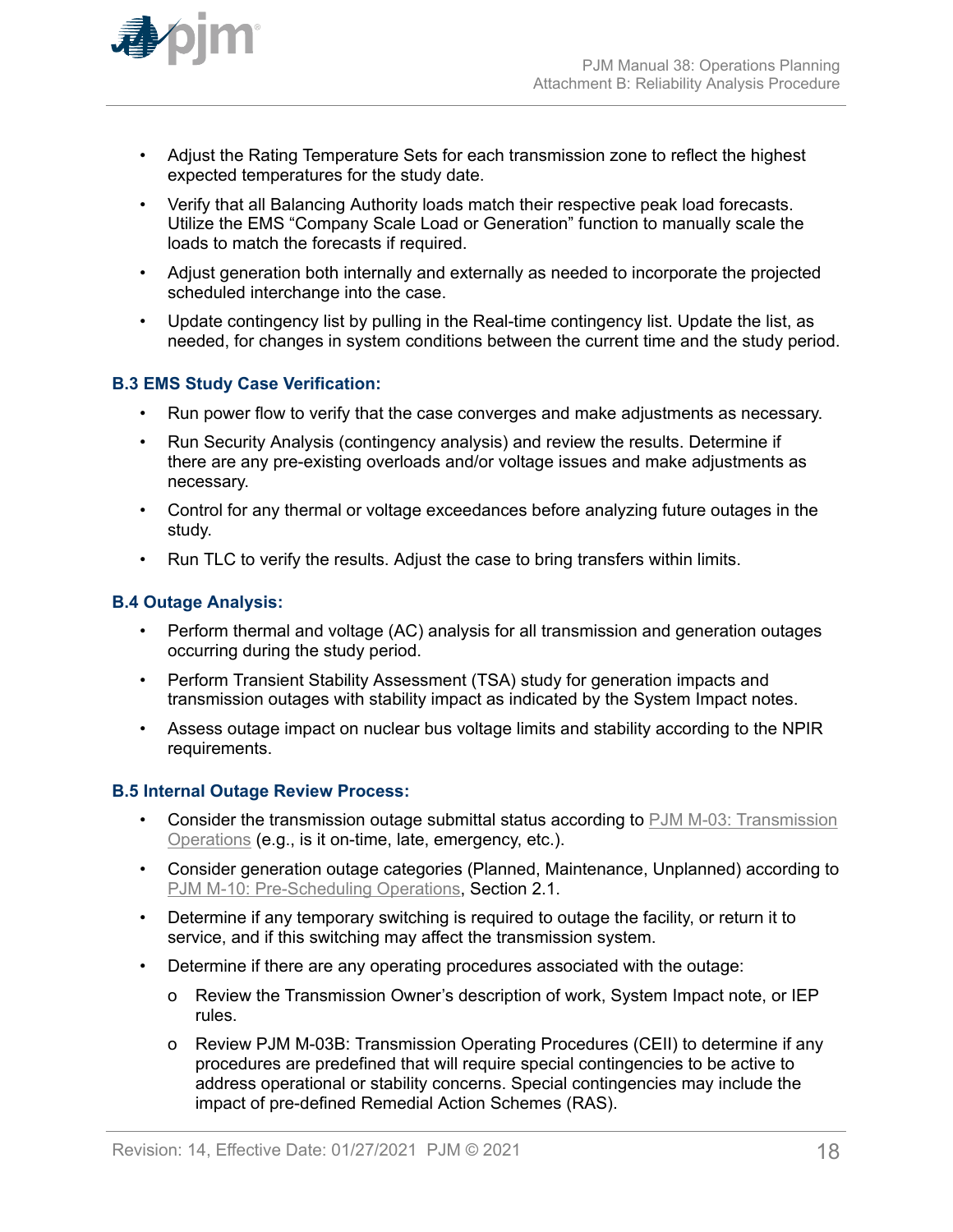- Adjust the Rating Temperature Sets for each transmission zone to reflect the highest expected temperatures for the study date.
- Verify that all Balancing Authority loads match their respective peak load forecasts. Utilize the EMS "Company Scale Load or Generation" function to manually scale the loads to match the forecasts if required.
- Adjust generation both internally and externally as needed to incorporate the projected scheduled interchange into the case.
- Update contingency list by pulling in the Real-time contingency list. Update the list, as needed, for changes in system conditions between the current time and the study period.

### B.3 EMS Study Case Verification:

- Run power flow to verify that the case converges and make adjustments as necessary.
- Run Security Analysis (contingency analysis) and review the results. Determine if there are any pre-existing overloads and/or voltage issues and make adjustments as necessary.
- Control for any thermal or voltage exceedances before analyzing future outages in the study.
- Run TLC to verify the results. Adjust the case to bring transfers within limits.

### B.4 Outage Analysis:

- Perform thermal and voltage (AC) analysis for all transmission and generation outages occurring during the study period.
- Perform Transient Stability Assessment (TSA) study for generation impacts and transmission outages with stability impact as indicated by the System Impact notes.
- Assess outage impact on nuclear bus voltage limits and stability according to the NPIR requirements.

### B.5 Internal Outage Review Process:

- Consider the transmission outage submittal status according to PJM M-03: Transmission Operations (e.g., is it on-time, late, emergency, etc.).
- Consider generation outage categories (Planned, Maintenance, Unplanned) according to PJM M-10: Pre-Scheduling Operations, Section 2.1.
- Determine if any temporary switching is required to outage the facility, or return it to service, and if this switching may affect the transmission system.
- Determine if there are any operating procedures associated with the outage:
  - Review the Transmission Owner's description of work, System Impact note, or IEP rules.
  - Review PJM M-03B: Transmission Operating Procedures (CEII) to determine if any procedures are predefined that will require special contingencies to be active to address operational or stability concerns. Special contingencies may include the impact of pre-defined Remedial Action Schemes (RAS).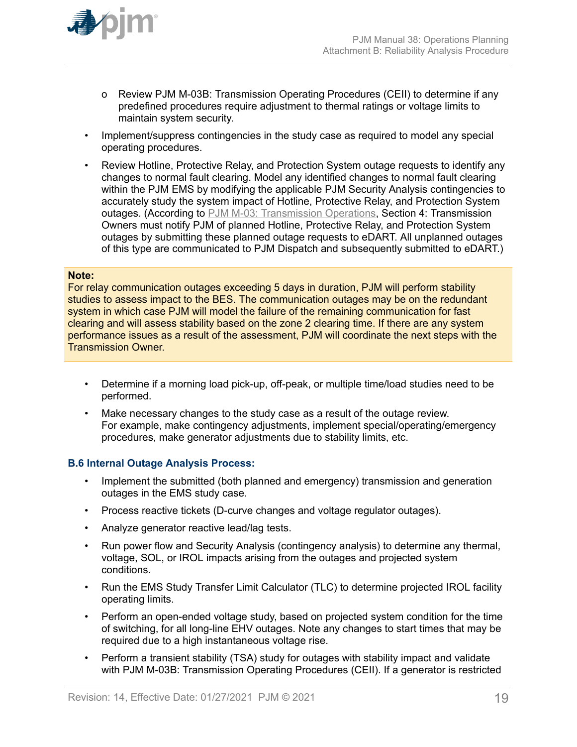- Review PJM M-03B: Transmission Operating Procedures (CEII) to determine if any predefined procedures require adjustment to thermal ratings or voltage limits to maintain system security.

- Implement/suppress contingencies in the study case as required to model any special operating procedures.
- Review Hotline, Protective Relay, and Protection System outage requests to identify any changes to normal fault clearing. Model any identified changes to normal fault clearing within the PJM EMS by modifying the applicable PJM Security Analysis contingencies to accurately study the system impact of Hotline, Protective Relay, and Protection System outages. (According to PJM M-03: Transmission Operations, Section 4: Transmission Owners must notify PJM of planned Hotline, Protective Relay, and Protection System outages by submitting these planned outage requests to eDART. All unplanned outages of this type are communicated to PJM Dispatch and subsequently submitted to eDART.)

> **Note:**
> For relay communication outages exceeding 5 days in duration, PJM will perform stability studies to assess impact to the BES. The communication outages may be on the redundant system in which case PJM will model the failure of the remaining communication for fast clearing and will assess stability based on the zone 2 clearing time. If there are any system performance issues as a result of the assessment, PJM will coordinate the next steps with the Transmission Owner.

- Determine if a morning load pick-up, off-peak, or multiple time/load studies need to be performed.
- Make necessary changes to the study case as a result of the outage review. For example, make contingency adjustments, implement special/operating/emergency procedures, make generator adjustments due to stability limits, etc.

### B.6 Internal Outage Analysis Process:

- Implement the submitted (both planned and emergency) transmission and generation outages in the EMS study case.
- Process reactive tickets (D-curve changes and voltage regulator outages).
- Analyze generator reactive lead/lag tests.
- Run power flow and Security Analysis (contingency analysis) to determine any thermal, voltage, SOL, or IROL impacts arising from the outages and projected system conditions.
- Run the EMS Study Transfer Limit Calculator (TLC) to determine projected IROL facility operating limits.
- Perform an open-ended voltage study, based on projected system condition for the time of switching, for all long-line EHV outages. Note any changes to start times that may be required due to a high instantaneous voltage rise.
- Perform a transient stability (TSA) study for outages with stability impact and validate with PJM M-03B: Transmission Operating Procedures (CEII). If a generator is restricted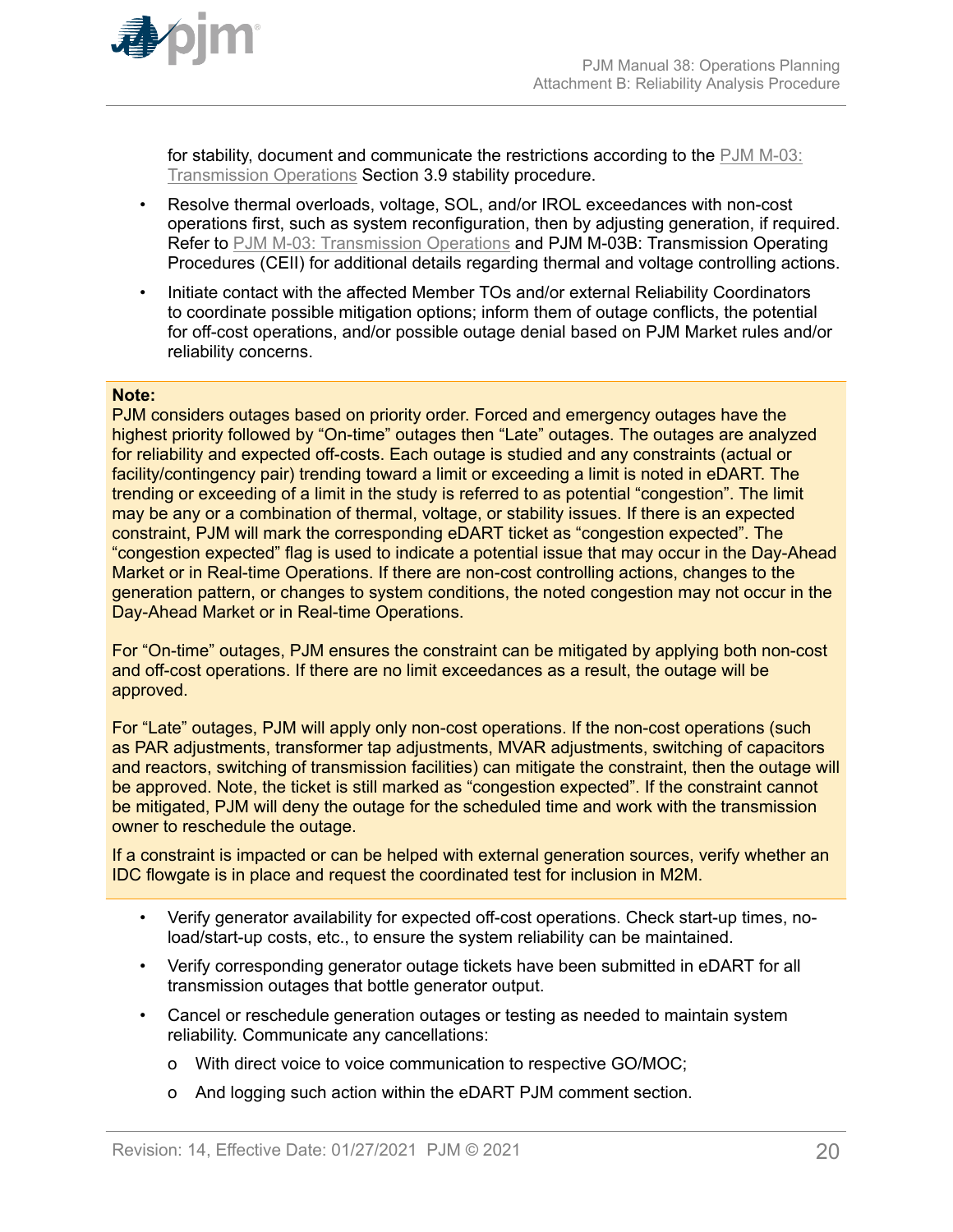for stability, document and communicate the restrictions according to the PJM M-03: Transmission Operations Section 3.9 stability procedure.

- Resolve thermal overloads, voltage, SOL, and/or IROL exceedances with non-cost operations first, such as system reconfiguration, then by adjusting generation, if required. Refer to PJM M-03: Transmission Operations and PJM M-03B: Transmission Operating Procedures (CEII) for additional details regarding thermal and voltage controlling actions.
- Initiate contact with the affected Member TOs and/or external Reliability Coordinators to coordinate possible mitigation options; inform them of outage conflicts, the potential for off-cost operations, and/or possible outage denial based on PJM Market rules and/or reliability concerns.

**Note:**

PJM considers outages based on priority order. Forced and emergency outages have the highest priority followed by "On-time" outages then "Late" outages. The outages are analyzed for reliability and expected off-costs. Each outage is studied and any constraints (actual or facility/contingency pair) trending toward a limit or exceeding a limit is noted in eDART. The trending or exceeding of a limit in the study is referred to as potential "congestion". The limit may be any or a combination of thermal, voltage, or stability issues. If there is an expected constraint, PJM will mark the corresponding eDART ticket as "congestion expected". The "congestion expected" flag is used to indicate a potential issue that may occur in the Day-Ahead Market or in Real-time Operations. If there are non-cost controlling actions, changes to the generation pattern, or changes to system conditions, the noted congestion may not occur in the Day-Ahead Market or in Real-time Operations.

For "On-time" outages, PJM ensures the constraint can be mitigated by applying both non-cost and off-cost operations. If there are no limit exceedances as a result, the outage will be approved.

For "Late" outages, PJM will apply only non-cost operations. If the non-cost operations (such as PAR adjustments, transformer tap adjustments, MVAR adjustments, switching of capacitors and reactors, switching of transmission facilities) can mitigate the constraint, then the outage will be approved. Note, the ticket is still marked as "congestion expected". If the constraint cannot be mitigated, PJM will deny the outage for the scheduled time and work with the transmission owner to reschedule the outage.

If a constraint is impacted or can be helped with external generation sources, verify whether an IDC flowgate is in place and request the coordinated test for inclusion in M2M.

- Verify generator availability for expected off-cost operations. Check start-up times, no-load/start-up costs, etc., to ensure the system reliability can be maintained.
- Verify corresponding generator outage tickets have been submitted in eDART for all transmission outages that bottle generator output.
- Cancel or reschedule generation outages or testing as needed to maintain system reliability. Communicate any cancellations:
  - With direct voice to voice communication to respective GO/MOC;
  - And logging such action within the eDART PJM comment section.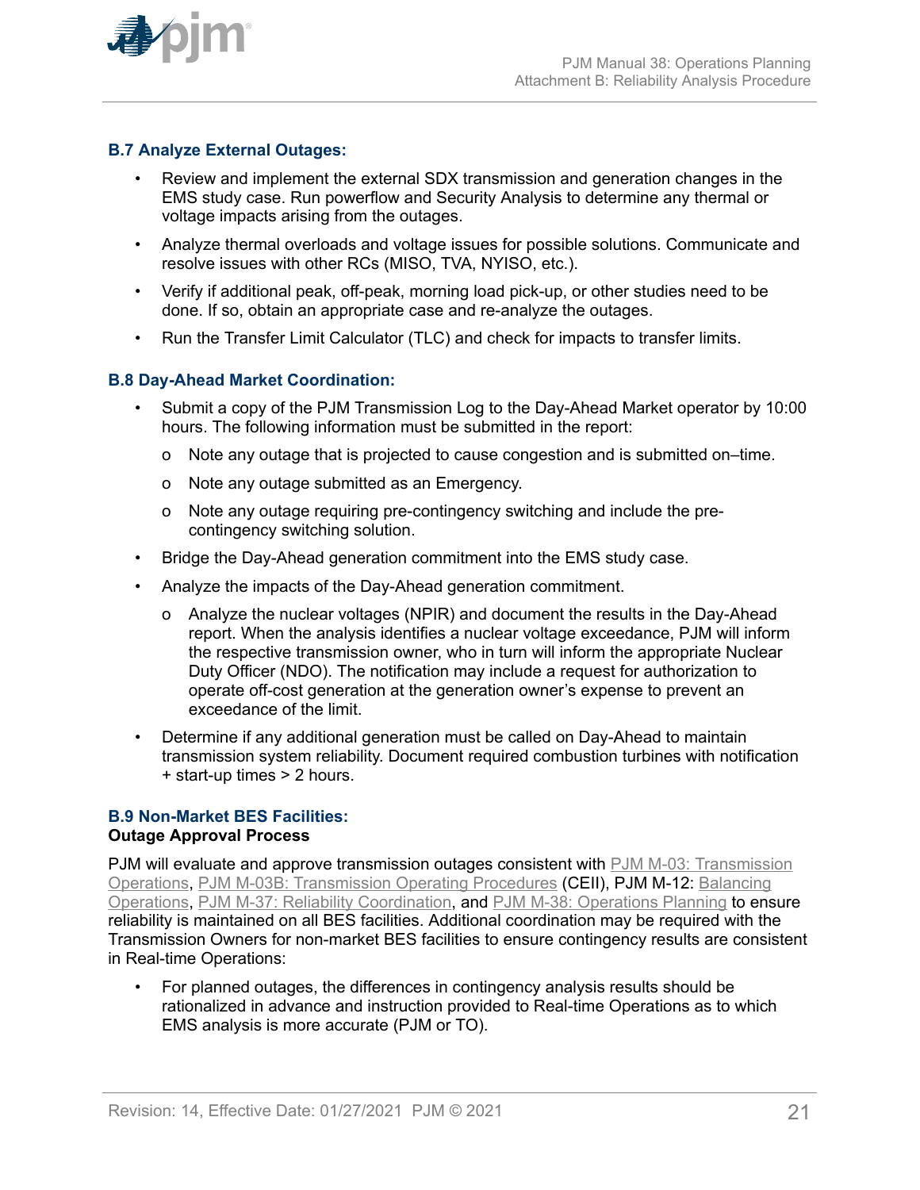### B.7 Analyze External Outages:

- Review and implement the external SDX transmission and generation changes in the EMS study case. Run powerflow and Security Analysis to determine any thermal or voltage impacts arising from the outages.
- Analyze thermal overloads and voltage issues for possible solutions. Communicate and resolve issues with other RCs (MISO, TVA, NYISO, etc.).
- Verify if additional peak, off-peak, morning load pick-up, or other studies need to be done. If so, obtain an appropriate case and re-analyze the outages.
- Run the Transfer Limit Calculator (TLC) and check for impacts to transfer limits.

### B.8 Day-Ahead Market Coordination:

- Submit a copy of the PJM Transmission Log to the Day-Ahead Market operator by 10:00 hours. The following information must be submitted in the report:
  - Note any outage that is projected to cause congestion and is submitted on–time.
  - Note any outage submitted as an Emergency.
  - Note any outage requiring pre-contingency switching and include the pre-contingency switching solution.
- Bridge the Day-Ahead generation commitment into the EMS study case.
- Analyze the impacts of the Day-Ahead generation commitment.
  - Analyze the nuclear voltages (NPIR) and document the results in the Day-Ahead report. When the analysis identifies a nuclear voltage exceedance, PJM will inform the respective transmission owner, who in turn will inform the appropriate Nuclear Duty Officer (NDO). The notification may include a request for authorization to operate off-cost generation at the generation owner's expense to prevent an exceedance of the limit.
- Determine if any additional generation must be called on Day-Ahead to maintain transmission system reliability. Document required combustion turbines with notification + start-up times > 2 hours.

### B.9 Non-Market BES Facilities:

**Outage Approval Process**

PJM will evaluate and approve transmission outages consistent with PJM M-03: Transmission Operations, PJM M-03B: Transmission Operating Procedures (CEII), PJM M-12: Balancing Operations, PJM M-37: Reliability Coordination, and PJM M-38: Operations Planning to ensure reliability is maintained on all BES facilities. Additional coordination may be required with the Transmission Owners for non-market BES facilities to ensure contingency results are consistent in Real-time Operations:

- For planned outages, the differences in contingency analysis results should be rationalized in advance and instruction provided to Real-time Operations as to which EMS analysis is more accurate (PJM or TO).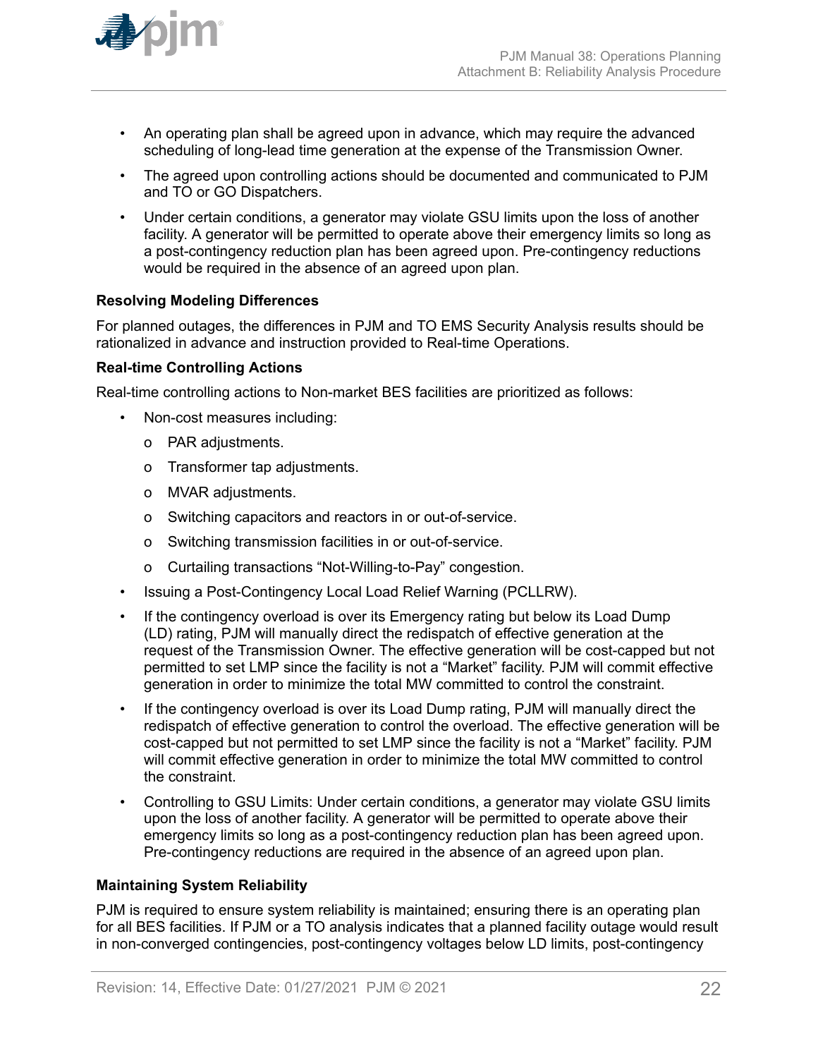- An operating plan shall be agreed upon in advance, which may require the advanced scheduling of long-lead time generation at the expense of the Transmission Owner.
- The agreed upon controlling actions should be documented and communicated to PJM and TO or GO Dispatchers.
- Under certain conditions, a generator may violate GSU limits upon the loss of another facility. A generator will be permitted to operate above their emergency limits so long as a post-contingency reduction plan has been agreed upon. Pre-contingency reductions would be required in the absence of an agreed upon plan.

**Resolving Modeling Differences**

For planned outages, the differences in PJM and TO EMS Security Analysis results should be rationalized in advance and instruction provided to Real-time Operations.

**Real-time Controlling Actions**

Real-time controlling actions to Non-market BES facilities are prioritized as follows:

- Non-cost measures including:
  - PAR adjustments.
  - Transformer tap adjustments.
  - MVAR adjustments.
  - Switching capacitors and reactors in or out-of-service.
  - Switching transmission facilities in or out-of-service.
  - Curtailing transactions “Not-Willing-to-Pay” congestion.
- Issuing a Post-Contingency Local Load Relief Warning (PCLLRW).
- If the contingency overload is over its Emergency rating but below its Load Dump (LD) rating, PJM will manually direct the redispatch of effective generation at the request of the Transmission Owner. The effective generation will be cost-capped but not permitted to set LMP since the facility is not a “Market” facility. PJM will commit effective generation in order to minimize the total MW committed to control the constraint.
- If the contingency overload is over its Load Dump rating, PJM will manually direct the redispatch of effective generation to control the overload. The effective generation will be cost-capped but not permitted to set LMP since the facility is not a “Market” facility. PJM will commit effective generation in order to minimize the total MW committed to control the constraint.
- Controlling to GSU Limits: Under certain conditions, a generator may violate GSU limits upon the loss of another facility. A generator will be permitted to operate above their emergency limits so long as a post-contingency reduction plan has been agreed upon. Pre-contingency reductions are required in the absence of an agreed upon plan.

**Maintaining System Reliability**

PJM is required to ensure system reliability is maintained; ensuring there is an operating plan for all BES facilities. If PJM or a TO analysis indicates that a planned facility outage would result in non-converged contingencies, post-contingency voltages below LD limits, post-contingency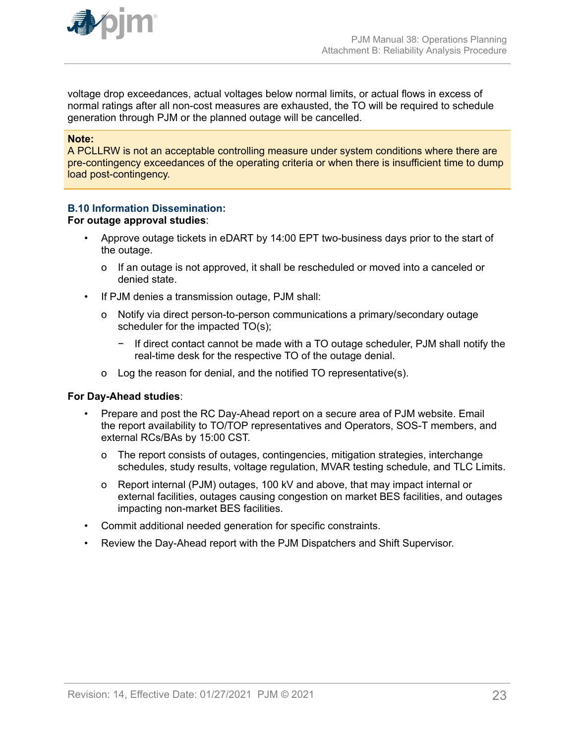voltage drop exceedances, actual voltages below normal limits, or actual flows in excess of normal ratings after all non-cost measures are exhausted, the TO will be required to schedule generation through PJM or the planned outage will be cancelled.

> **Note:**
> A PCLLRW is not an acceptable controlling measure under system conditions where there are pre-contingency exceedances of the operating criteria or when there is insufficient time to dump load post-contingency.

### B.10 Information Dissemination:

**For outage approval studies**:

- Approve outage tickets in eDART by 14:00 EPT two-business days prior to the start of the outage.
  - If an outage is not approved, it shall be rescheduled or moved into a canceled or denied state.
- If PJM denies a transmission outage, PJM shall:
  - Notify via direct person-to-person communications a primary/secondary outage scheduler for the impacted TO(s);
    - If direct contact cannot be made with a TO outage scheduler, PJM shall notify the real-time desk for the respective TO of the outage denial.
  - Log the reason for denial, and the notified TO representative(s).

**For Day-Ahead studies**:

- Prepare and post the RC Day-Ahead report on a secure area of PJM website. Email the report availability to TO/TOP representatives and Operators, SOS-T members, and external RCs/BAs by 15:00 CST.
  - The report consists of outages, contingencies, mitigation strategies, interchange schedules, study results, voltage regulation, MVAR testing schedule, and TLC Limits.
  - Report internal (PJM) outages, 100 kV and above, that may impact internal or external facilities, outages causing congestion on market BES facilities, and outages impacting non-market BES facilities.
- Commit additional needed generation for specific constraints.
- Review the Day-Ahead report with the PJM Dispatchers and Shift Supervisor.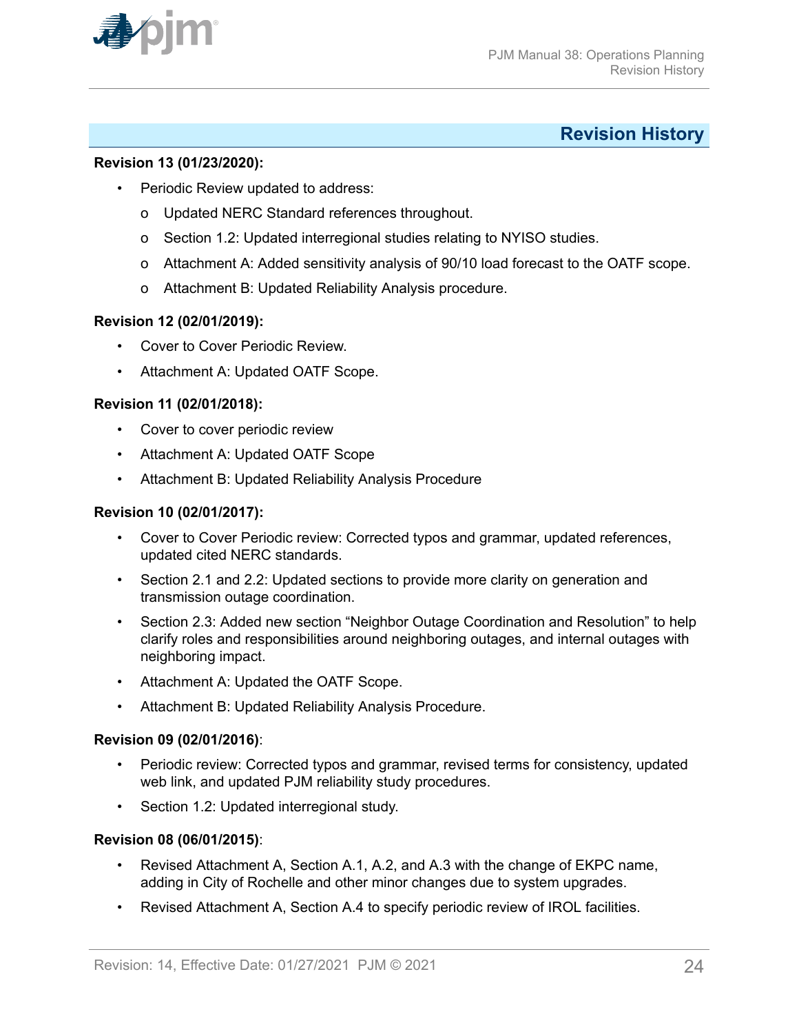## Revision History

**Revision 13 (01/23/2020):**

- Periodic Review updated to address:
  - Updated NERC Standard references throughout.
  - Section 1.2: Updated interregional studies relating to NYISO studies.
  - Attachment A: Added sensitivity analysis of 90/10 load forecast to the OATF scope.
  - Attachment B: Updated Reliability Analysis procedure.

**Revision 12 (02/01/2019):**

- Cover to Cover Periodic Review.
- Attachment A: Updated OATF Scope.

**Revision 11 (02/01/2018):**

- Cover to cover periodic review
- Attachment A: Updated OATF Scope
- Attachment B: Updated Reliability Analysis Procedure

**Revision 10 (02/01/2017):**

- Cover to Cover Periodic review: Corrected typos and grammar, updated references, updated cited NERC standards.
- Section 2.1 and 2.2: Updated sections to provide more clarity on generation and transmission outage coordination.
- Section 2.3: Added new section "Neighbor Outage Coordination and Resolution" to help clarify roles and responsibilities around neighboring outages, and internal outages with neighboring impact.
- Attachment A: Updated the OATF Scope.
- Attachment B: Updated Reliability Analysis Procedure.

**Revision 09 (02/01/2016)**:

- Periodic review: Corrected typos and grammar, revised terms for consistency, updated web link, and updated PJM reliability study procedures.
- Section 1.2: Updated interregional study.

**Revision 08 (06/01/2015)**:

- Revised Attachment A, Section A.1, A.2, and A.3 with the change of EKPC name, adding in City of Rochelle and other minor changes due to system upgrades.
- Revised Attachment A, Section A.4 to specify periodic review of IROL facilities.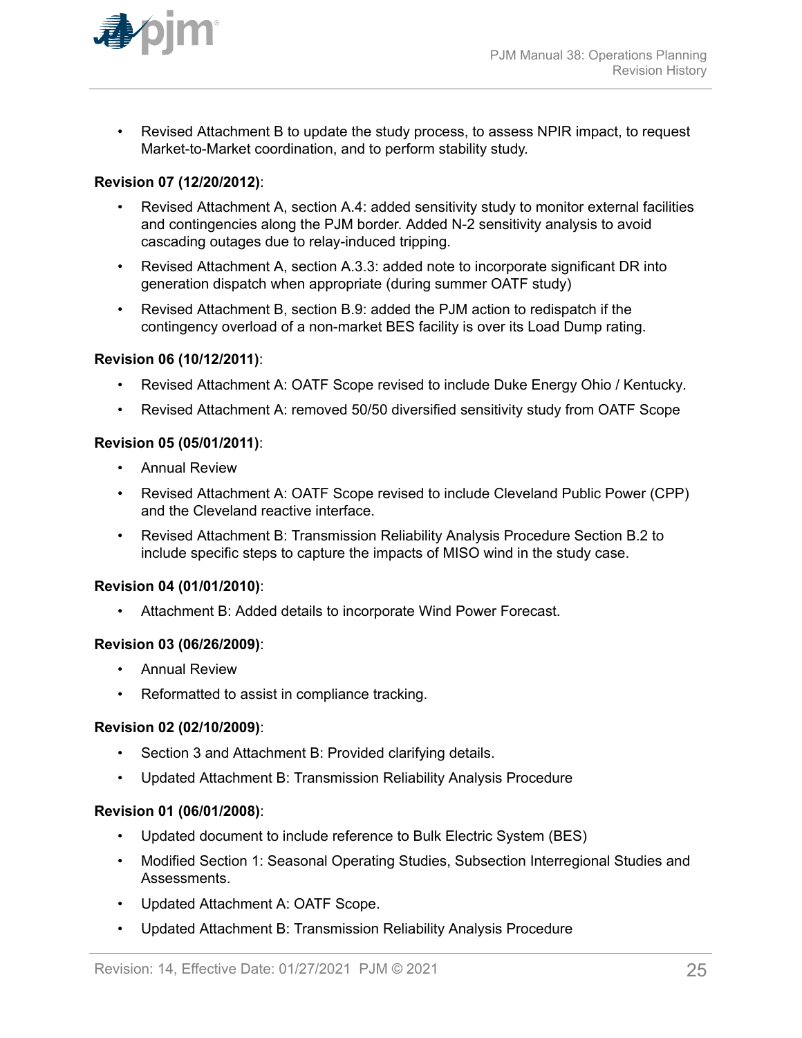- Revised Attachment B to update the study process, to assess NPIR impact, to request Market-to-Market coordination, and to perform stability study.

**Revision 07 (12/20/2012)**:

- Revised Attachment A, section A.4: added sensitivity study to monitor external facilities and contingencies along the PJM border. Added N-2 sensitivity analysis to avoid cascading outages due to relay-induced tripping.
- Revised Attachment A, section A.3.3: added note to incorporate significant DR into generation dispatch when appropriate (during summer OATF study)
- Revised Attachment B, section B.9: added the PJM action to redispatch if the contingency overload of a non-market BES facility is over its Load Dump rating.

**Revision 06 (10/12/2011)**:

- Revised Attachment A: OATF Scope revised to include Duke Energy Ohio / Kentucky.
- Revised Attachment A: removed 50/50 diversified sensitivity study from OATF Scope

**Revision 05 (05/01/2011)**:

- Annual Review
- Revised Attachment A: OATF Scope revised to include Cleveland Public Power (CPP) and the Cleveland reactive interface.
- Revised Attachment B: Transmission Reliability Analysis Procedure Section B.2 to include specific steps to capture the impacts of MISO wind in the study case.

**Revision 04 (01/01/2010)**:

- Attachment B: Added details to incorporate Wind Power Forecast.

**Revision 03 (06/26/2009)**:

- Annual Review
- Reformatted to assist in compliance tracking.

**Revision 02 (02/10/2009)**:

- Section 3 and Attachment B: Provided clarifying details.
- Updated Attachment B: Transmission Reliability Analysis Procedure

**Revision 01 (06/01/2008)**:

- Updated document to include reference to Bulk Electric System (BES)
- Modified Section 1: Seasonal Operating Studies, Subsection Interregional Studies and Assessments.
- Updated Attachment A: OATF Scope.
- Updated Attachment B: Transmission Reliability Analysis Procedure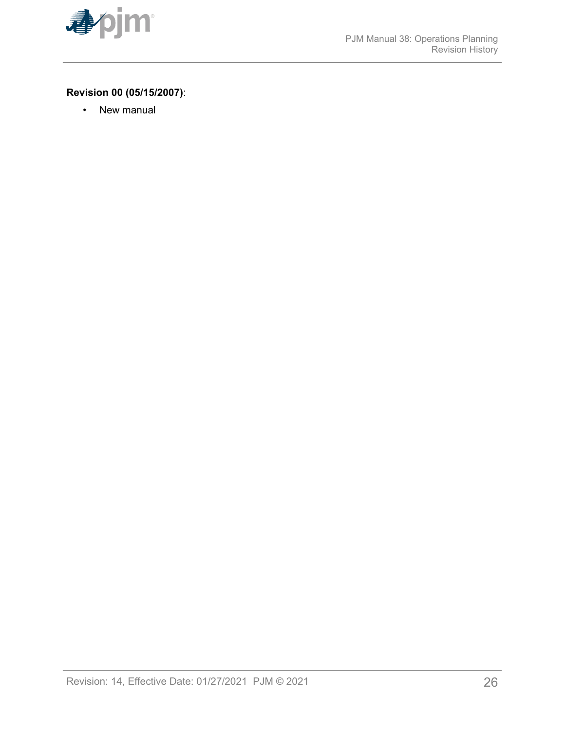**Revision 00 (05/15/2007)**:

- New manual